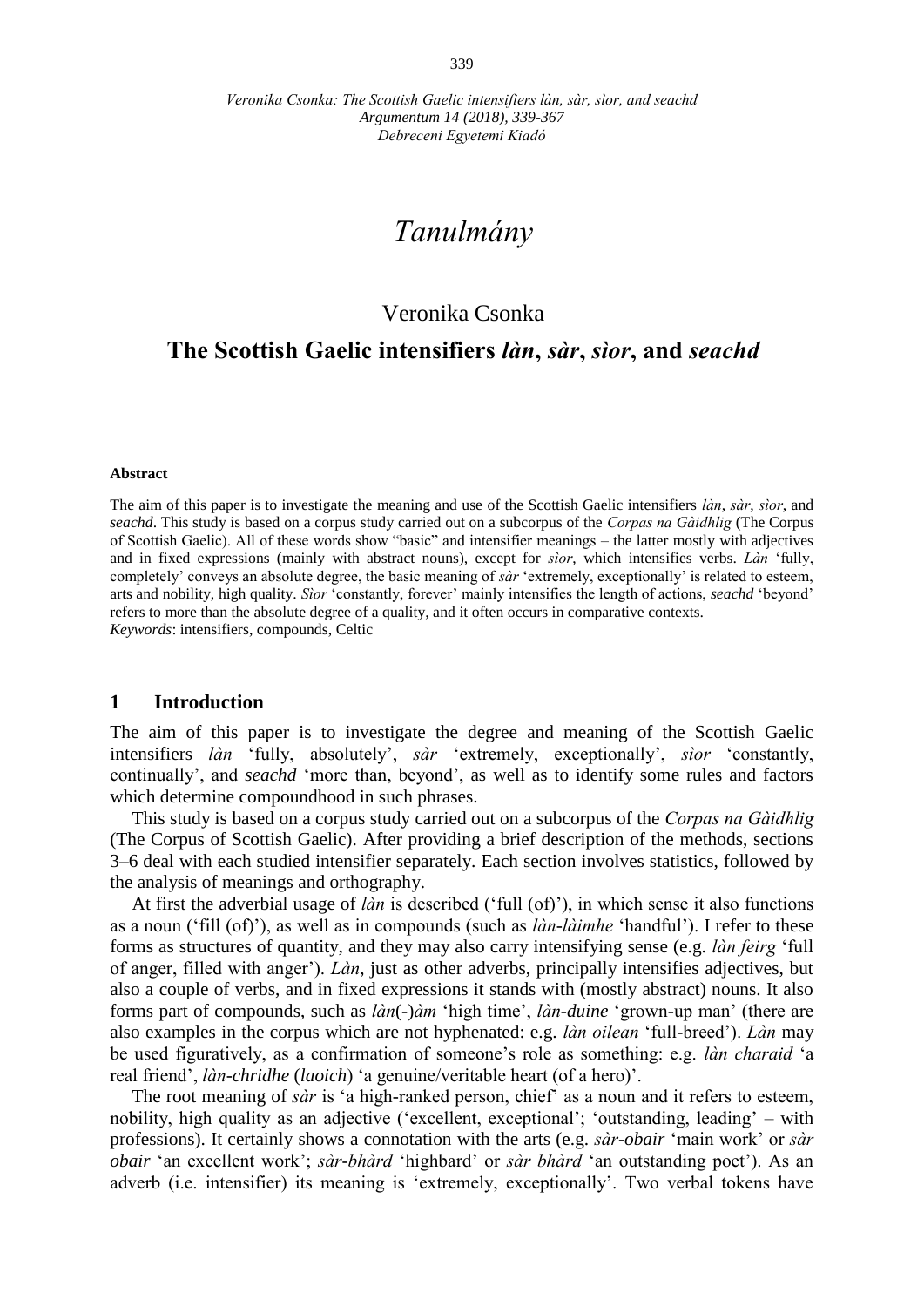# *Tanulmány*

Veronika Csonka

## The Scottish Gaelic intensifiers *làn*, *sàr*, *sìor*, and *seachd*

**Abstract**

The aim of this paper is to investigate the meaning and use of the Scottish Gaelic intensifiers *làn*, *sàr*, *sìor*, and *seachd*. This study is based on a corpus study carried out on a subcorpus of the *Corpas na Gàidhlig* (The Corpus of Scottish Gaelic). All of these words show "basic" and intensifier meanings – the latter mostly with adjectives and in fixed expressions (mainly with abstract nouns), except for *sìor*, which intensifies verbs. *Làn* 'fully, completely' conveys an absolute degree, the basic meaning of *sàr* 'extremely, exceptionally' is related to esteem, arts and nobility, high quality. *Sìor* 'constantly, forever' mainly intensifies the length of actions, *seachd* 'beyond' refers to more than the absolute degree of a quality, and it often occurs in comparative contexts.
*Keywords*: intensifiers, compounds, Celtic

## 1 Introduction

The aim of this paper is to investigate the degree and meaning of the Scottish Gaelic intensifiers *làn* 'fully, absolutely', *sàr* 'extremely, exceptionally', *sìor* 'constantly, continually', and ***seachd*** 'more than, beyond', as well as to identify some rules and factors which determine compoundhood in such phrases.

This study is based on a corpus study carried out on a subcorpus of the *Corpas na Gàidhlig* (The Corpus of Scottish Gaelic). After providing a brief description of the methods, sections 3–6 deal with each studied intensifier separately. Each section involves statistics, followed by the analysis of meanings and orthography.

At first the adverbial usage of *làn* is described ('full (of)'), in which sense it also functions as a noun ('fill (of)'), as well as in compounds (such as *làn-làimhe* 'handful'). I refer to these forms as structures of quantity, and they may also carry intensifying sense (e.g. *làn feirg* 'full of anger, filled with anger'). *Làn*, just as other adverbs, principally intensifies adjectives, but also a couple of verbs, and in fixed expressions it stands with (mostly abstract) nouns. It also forms part of compounds, such as *làn*(-)*àm* 'high time', *làn-duine* 'grown-up man' (there are also examples in the corpus which are not hyphenated: e.g. *làn oilean* 'full-breed'). *Làn* may be used figuratively, as a confirmation of someone's role as something: e.g. *làn charaid* 'a real friend', *làn-chridhe* (*laoich*) 'a genuine/veritable heart (of a hero)'.

The root meaning of *sàr* is 'a high-ranked person, chief' as a noun and it refers to esteem, nobility, high quality as an adjective ('excellent, exceptional'; 'outstanding, leading' – with professions). It certainly shows a connotation with the arts (e.g. *sàr-obair* 'main work' or *sàr obair* 'an excellent work'; *sàr-bhàrd* 'highbard' or *sàr bhàrd* 'an outstanding poet'). As an adverb (i.e. intensifier) its meaning is 'extremely, exceptionally'. Two verbal tokens have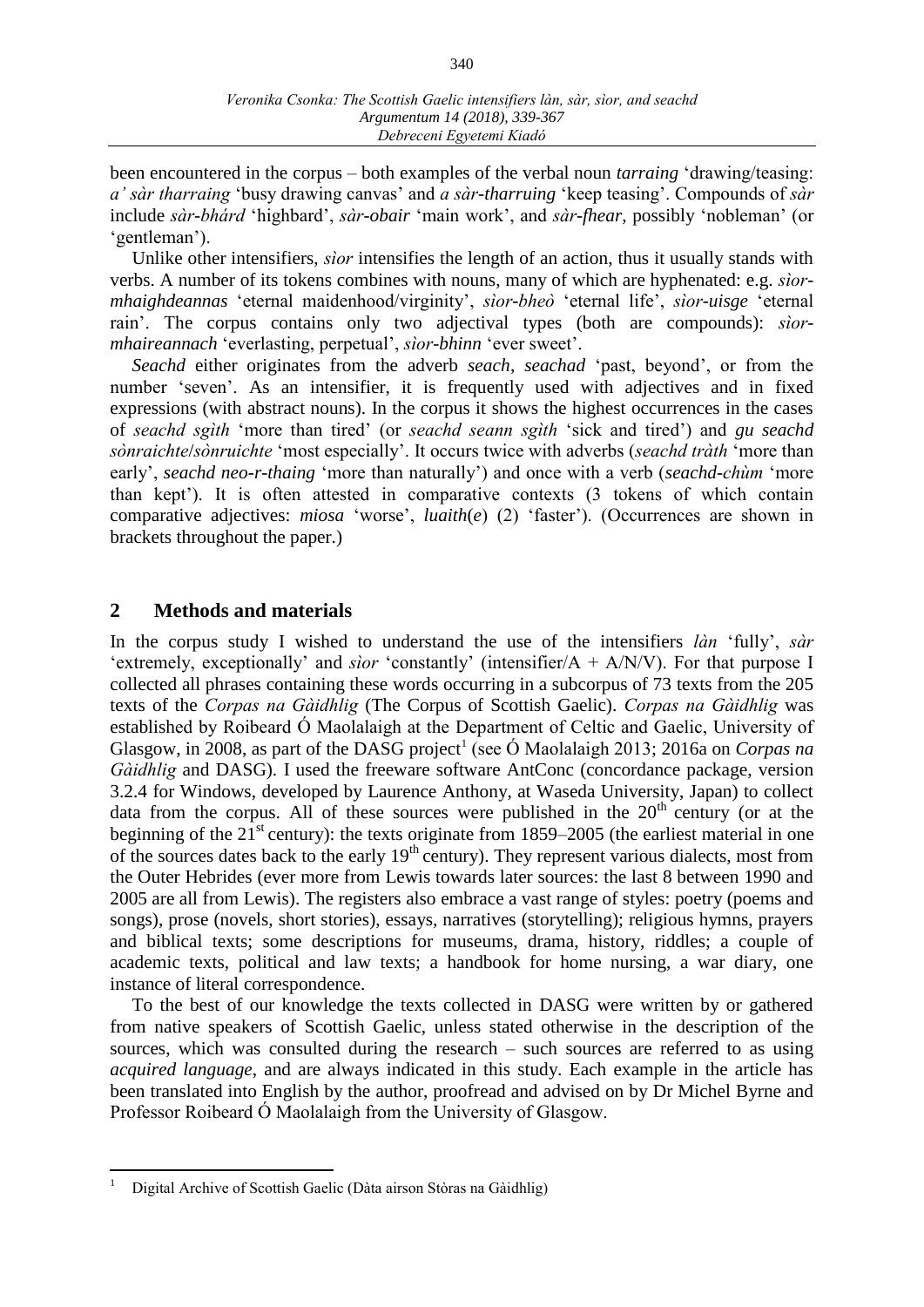been encountered in the corpus – both examples of the verbal noun *tarraing* 'drawing/teasing: *a' sàr tharraing* 'busy drawing canvas' and *a sàr-tharruing* 'keep teasing'. Compounds of *sàr* include *sàr-bhárd* 'highbard', *sàr-obair* 'main work', and *sàr-fhear*, possibly 'nobleman' (or 'gentleman').

Unlike other intensifiers, *sìor* intensifies the length of an action, thus it usually stands with verbs. A number of its tokens combines with nouns, many of which are hyphenated: e.g. *sìor-mhaighdeannas* 'eternal maidenhood/virginity', *sìor-bheò* 'eternal life', *sìor-uisge* 'eternal rain'. The corpus contains only two adjectival types (both are compounds): *sìor-mhaireannach* 'everlasting, perpetual', *sìor-bhinn* 'ever sweet'.

*Seachd* either originates from the adverb *seach*, *seachad* 'past, beyond', or from the number 'seven'. As an intensifier, it is frequently used with adjectives and in fixed expressions (with abstract nouns). In the corpus it shows the highest occurrences in the cases of *seachd sgìth* 'more than tired' (or *seachd seann sgìth* 'sick and tired') and *gu seachd sònraichte*/*sònruichte* 'most especially'. It occurs twice with adverbs (*seachd tràth* 'more than early', *seachd neo-r-thaing* 'more than naturally') and once with a verb (*seachd-chùm* 'more than kept'). It is often attested in comparative contexts (3 tokens of which contain comparative adjectives: *miosa* 'worse', *luaith*(*e*) (2) 'faster'). (Occurrences are shown in brackets throughout the paper.)

## 2 Methods and materials

In the corpus study I wished to understand the use of the intensifiers *làn* 'fully', *sàr* 'extremely, exceptionally' and *sìor* 'constantly' (intensifier/A + A/N/V). For that purpose I collected all phrases containing these words occurring in a subcorpus of 73 texts from the 205 texts of the *Corpas na Gàidhlig* (The Corpus of Scottish Gaelic). *Corpas na Gàidhlig* was established by Roibeard Ó Maolalaigh at the Department of Celtic and Gaelic, University of Glasgow, in 2008, as part of the DASG project[1] (see Ó Maolalaigh 2013; 2016a on *Corpas na Gàidhlig* and DASG). I used the freeware software AntConc (concordance package, version 3.2.4 for Windows, developed by Laurence Anthony, at Waseda University, Japan) to collect data from the corpus. All of these sources were published in the 20th century (or at the beginning of the 21st century): the texts originate from 1859–2005 (the earliest material in one of the sources dates back to the early 19th century). They represent various dialects, most from the Outer Hebrides (ever more from Lewis towards later sources: the last 8 between 1990 and 2005 are all from Lewis). The registers also embrace a vast range of styles: poetry (poems and songs), prose (novels, short stories), essays, narratives (storytelling); religious hymns, prayers and biblical texts; some descriptions for museums, drama, history, riddles; a couple of academic texts, political and law texts; a handbook for home nursing, a war diary, one instance of literal correspondence.

To the best of our knowledge the texts collected in DASG were written by or gathered from native speakers of Scottish Gaelic, unless stated otherwise in the description of the sources, which was consulted during the research – such sources are referred to as using *acquired language*, and are always indicated in this study. Each example in the article has been translated into English by the author, proofread and advised on by Dr Michel Byrne and Professor Roibeard Ó Maolalaigh from the University of Glasgow.

[1] Digital Archive of Scottish Gaelic (Dàta airson Stòras na Gàidhlig)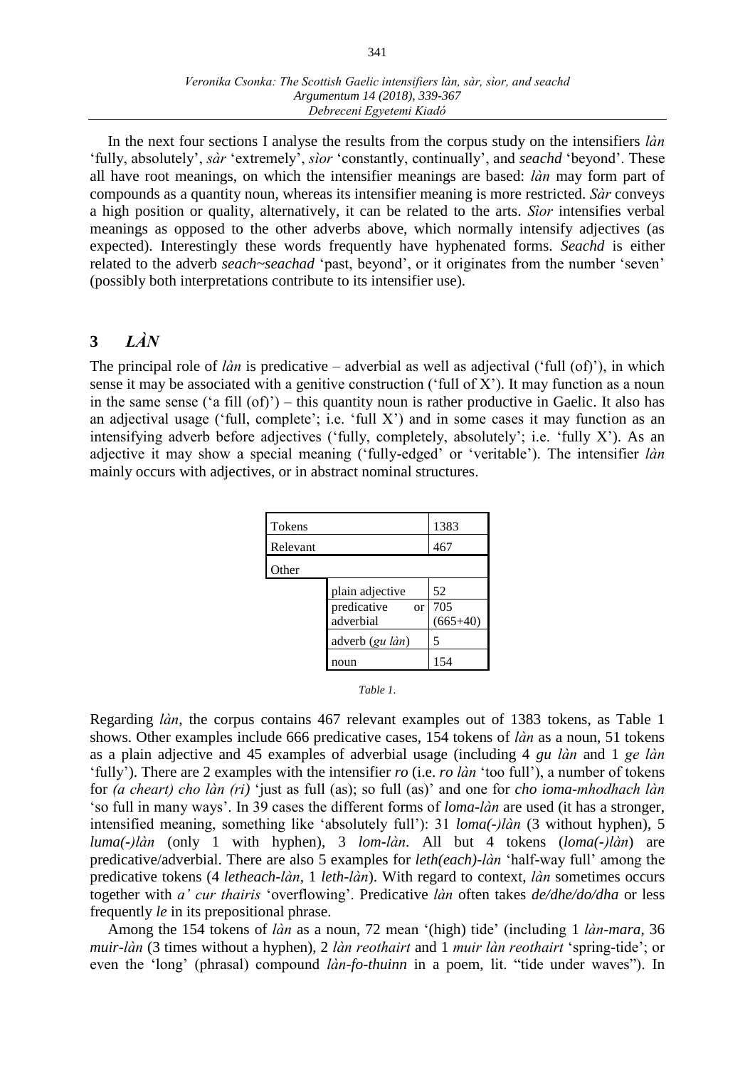In the next four sections I analyse the results from the corpus study on the intensifiers *làn* 'fully, absolutely', *sàr* 'extremely', *sìor* 'constantly, continually', and *seachd* 'beyond'. These all have root meanings, on which the intensifier meanings are based: *làn* may form part of compounds as a quantity noun, whereas its intensifier meaning is more restricted. *Sàr* conveys a high position or quality, alternatively, it can be related to the arts. *Sìor* intensifies verbal meanings as opposed to the other adverbs above, which normally intensify adjectives (as expected). Interestingly these words frequently have hyphenated forms. *Seachd* is either related to the adverb *seach~seachad* 'past, beyond', or it originates from the number 'seven' (possibly both interpretations contribute to its intensifier use).

## 3 *LÀN*

The principal role of *làn* is predicative – adverbial as well as adjectival ('full (of)'), in which sense it may be associated with a genitive construction ('full of X'). It may function as a noun in the same sense ('a fill (of)') – this quantity noun is rather productive in Gaelic. It also has an adjectival usage ('full, complete'; i.e. 'full X') and in some cases it may function as an intensifying adverb before adjectives ('fully, completely, absolutely'; i.e. 'fully X'). As an adjective it may show a special meaning ('fully-edged' or 'veritable'). The intensifier *làn* mainly occurs with adjectives, or in abstract nominal structures.

| Tokens | | 1383 |
|---|---|---|
| Relevant | | 467 |
| Other | | |
| | plain adjective | 52 |
| | predicative or adverbial | 705 (665+40) |
| | adverb (*gu làn*) | 5 |
| | noun | 154 |

*Table 1.*

Regarding *làn*, the corpus contains 467 relevant examples out of 1383 tokens, as Table 1 shows. Other examples include 666 predicative cases, 154 tokens of *làn* as a noun, 51 tokens as a plain adjective and 45 examples of adverbial usage (including 4 *gu làn* and 1 *ge làn* 'fully'). There are 2 examples with the intensifier *ro* (i.e. *ro làn* 'too full'), a number of tokens for *(a cheart) cho làn (ri)* 'just as full (as); so full (as)' and one for *cho ioma-mhodhach làn* 'so full in many ways'. In 39 cases the different forms of *loma-làn* are used (it has a stronger, intensified meaning, something like 'absolutely full'): 31 *loma(-)làn* (3 without hyphen), 5 *luma(-)làn* (only 1 with hyphen), 3 *lom-làn*. All but 4 tokens (*loma(-)làn*) are predicative/adverbial. There are also 5 examples for *leth(each)-làn* 'half-way full' among the predicative tokens (4 *letheach-làn*, 1 *leth-làn*). With regard to context, *làn* sometimes occurs together with *a' cur thairis* 'overflowing'. Predicative *làn* often takes *de/dhe/do/dha* or less frequently *le* in its prepositional phrase.

Among the 154 tokens of *làn* as a noun, 72 mean '(high) tide' (including 1 *làn-mara*, 36 *muir-làn* (3 times without a hyphen), 2 *làn reothairt* and 1 *muir làn reothairt* 'spring-tide'; or even the 'long' (phrasal) compound *làn-fo-thuinn* in a poem, lit. "tide under waves"). In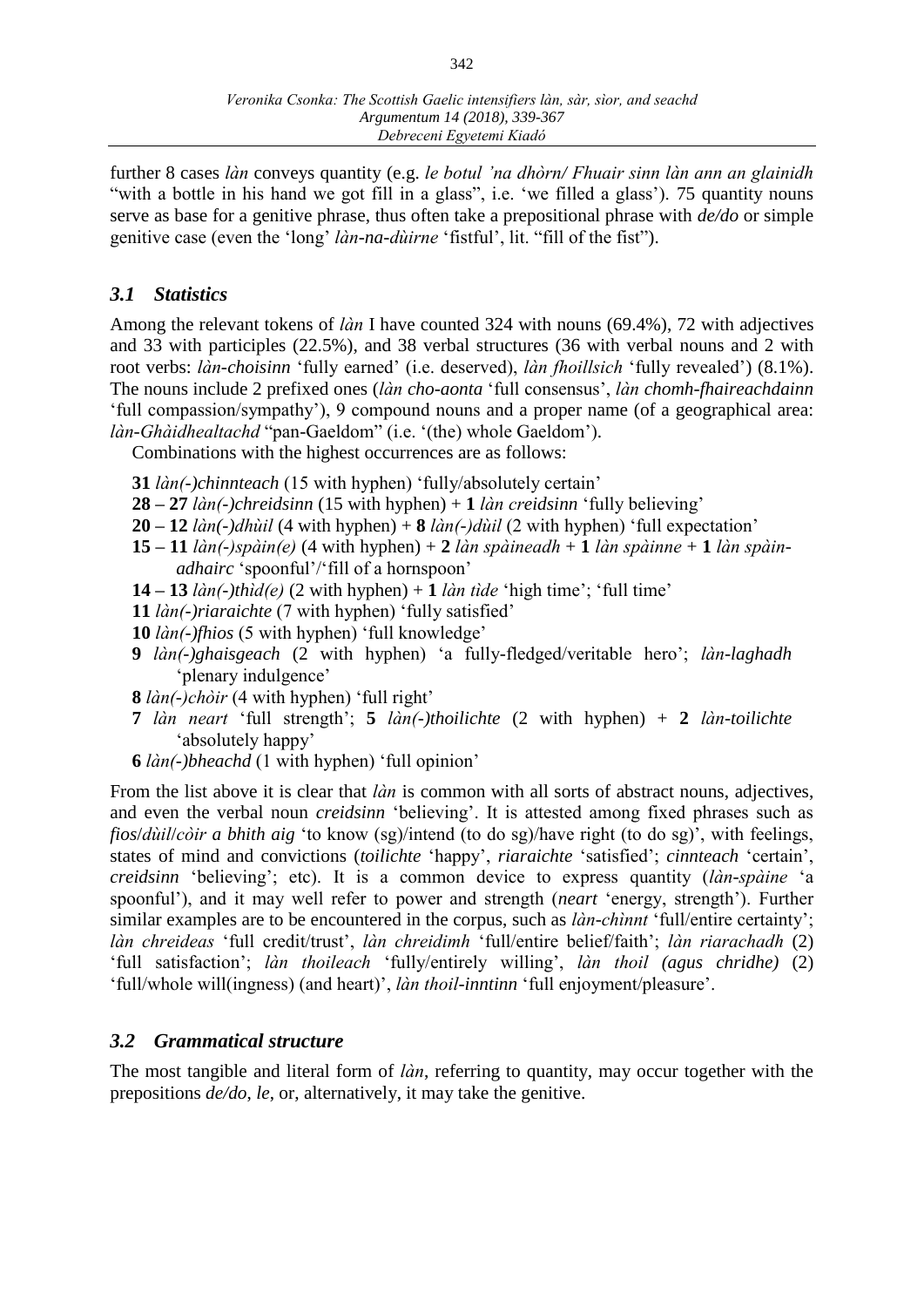further 8 cases *làn* conveys quantity (e.g. *le botul 'na dhòrn/ Fhuair sinn làn ann an glainidh* "with a bottle in his hand we got fill in a glass", i.e. 'we filled a glass'). 75 quantity nouns serve as base for a genitive phrase, thus often take a prepositional phrase with *de/do* or simple genitive case (even the 'long' *làn-na-dùirne* 'fistful', lit. "fill of the fist").

## *3.1 Statistics*

Among the relevant tokens of *làn* I have counted 324 with nouns (69.4%), 72 with adjectives and 33 with participles (22.5%), and 38 verbal structures (36 with verbal nouns and 2 with root verbs: *làn-choisinn* 'fully earned' (i.e. deserved), *làn fhoillsich* 'fully revealed') (8.1%). The nouns include 2 prefixed ones (*làn cho-aonta* 'full consensus', *làn chomh-fhaireachdainn* 'full compassion/sympathy'), 9 compound nouns and a proper name (of a geographical area: *làn-Ghàidhealtachd* "pan-Gaeldom" (i.e. '(the) whole Gaeldom').

Combinations with the highest occurrences are as follows:

- **31** *làn(-)chinnteach* (15 with hyphen) 'fully/absolutely certain'
- **28 – 27** *làn(-)chreidsinn* (15 with hyphen) + **1** *làn creidsinn* 'fully believing'
- **20 – 12** *làn(-)dhùil* (4 with hyphen) + **8** *làn(-)dùil* (2 with hyphen) 'full expectation'
- **15 – 11** *làn(-)spàin(e)* (4 with hyphen) + **2** *làn spàineadh* + **1** *làn spàinne* + **1** *làn spàin-adhairc* 'spoonful'/'fill of a hornspoon'
- **14 – 13** *làn(-)thìd(e)* (2 with hyphen) + **1** *làn tìde* 'high time'; 'full time'
- **11** *làn(-)riaraichte* (7 with hyphen) 'fully satisfied'
- **10** *làn(-)fhios* (5 with hyphen) 'full knowledge'
- **9** *làn(-)ghaisgeach* (2 with hyphen) 'a fully-fledged/veritable hero'; *làn-laghadh* 'plenary indulgence'
- **8** *làn(-)chòir* (4 with hyphen) 'full right'
- **7** *làn neart* 'full strength'; **5** *làn(-)thoilichte* (2 with hyphen) + **2** *làn-toilichte* 'absolutely happy'
- **6** *làn(-)bheachd* (1 with hyphen) 'full opinion'

From the list above it is clear that *làn* is common with all sorts of abstract nouns, adjectives, and even the verbal noun *creidsinn* 'believing'. It is attested among fixed phrases such as *fios*/*dùil*/*còir a bhith aig* 'to know (sg)/intend (to do sg)/have right (to do sg)', with feelings, states of mind and convictions (*toilichte* 'happy', *riaraichte* 'satisfied'; *cinnteach* 'certain', *creidsinn* 'believing'; etc). It is a common device to express quantity (*làn-spàine* 'a spoonful'), and it may well refer to power and strength (*neart* 'energy, strength'). Further similar examples are to be encountered in the corpus, such as *làn-chìnnt* 'full/entire certainty'; *làn chreideas* 'full credit/trust', *làn chreidimh* 'full/entire belief/faith'; *làn riarachadh* (2) 'full satisfaction'; *làn thoileach* 'fully/entirely willing', *làn thoil (agus chridhe)* (2) 'full/whole will(ingness) (and heart)', *làn thoil-inntinn* 'full enjoyment/pleasure'.

## *3.2 Grammatical structure*

The most tangible and literal form of *làn*, referring to quantity, may occur together with the prepositions *de/do*, *le*, or, alternatively, it may take the genitive.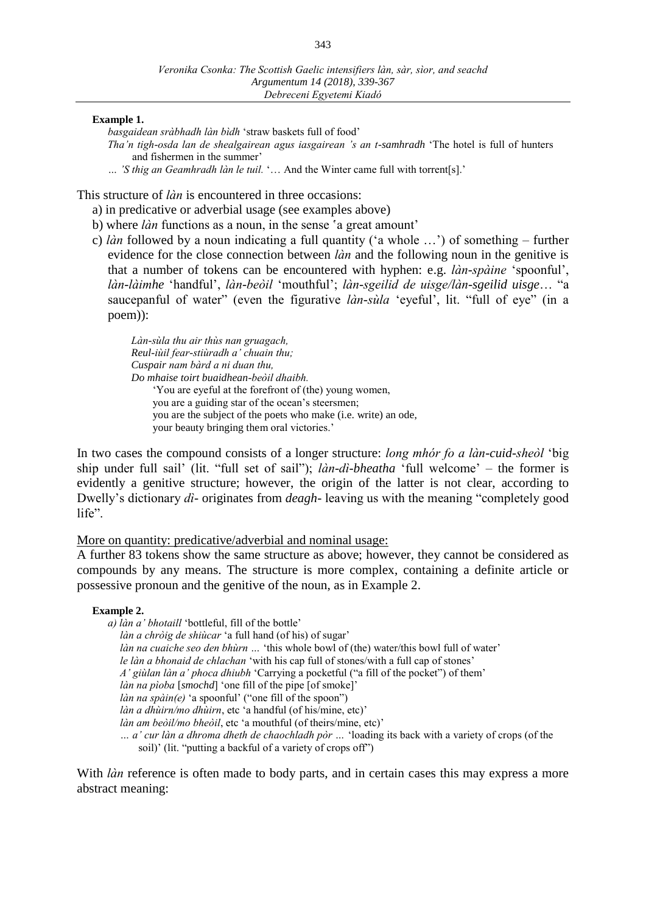**Example 1.**

*basgaidean sràbhadh làn bìdh* 'straw baskets full of food'

*Tha'n tigh-osda lan de shealgairean agus iasgairean 's an t-samhradh* 'The hotel is full of hunters and fishermen in the summer'

*… 'S thig an Geamhradh làn le tuil.* '… And the Winter came full with torrent[s].'

This structure of *làn* is encountered in three occasions:

a) in predicative or adverbial usage (see examples above)

b) where *làn* functions as a noun, in the sense 'a great amount'

c) *làn* followed by a noun indicating a full quantity ('a whole …') of something – further evidence for the close connection between *làn* and the following noun in the genitive is that a number of tokens can be encountered with hyphen: e.g. *làn-spàine* 'spoonful', *làn-làimhe* 'handful', *làn-beòil* 'mouthful'; *làn-sgeilid de uisge/làn-sgeilid uisge*… "a saucepanful of water" (even the figurative *làn-sùla* 'eyeful', lit. "full of eye" (in a poem)):

> *Làn-sùla thu air thùs nan gruagach,*
> *Reul-iùil fear-stiùradh a' chuain thu;*
> *Cuspair nam bàrd a ni duan thu,*
> *Do mhaise toirt buaidhean-beòil dhaibh.*
>
> 'You are eyeful at the forefront of (the) young women,
> you are a guiding star of the ocean's steersmen;
> you are the subject of the poets who make (i.e. write) an ode,
> your beauty bringing them oral victories.'

In two cases the compound consists of a longer structure: *long mhór fo a làn-cuid-sheòl* 'big ship under full sail' (lit. "full set of sail"); *làn-dì-bheatha* 'full welcome' – the former is evidently a genitive structure; however, the origin of the latter is not clear, according to Dwelly's dictionary *dì-* originates from *deagh-* leaving us with the meaning "completely good life".

<u>More on quantity: predicative/adverbial and nominal usage:</u>

A further 83 tokens show the same structure as above; however, they cannot be considered as compounds by any means. The structure is more complex, containing a definite article or possessive pronoun and the genitive of the noun, as in Example 2.

**Example 2.**

*a) làn a' bhotaill* 'bottleful, fill of the bottle'

*làn a chròig de shiùcar* 'a full hand (of his) of sugar'

*làn na cuaiche seo den bhùrn …* 'this whole bowl of (the) water/this bowl full of water'

*le làn a bhonaid de chlachan* 'with his cap full of stones/with a full cap of stones'

*A' giùlan làn a' phoca dhiubh* 'Carrying a pocketful ("a fill of the pocket") of them'

*làn na pìoba* [*smochd*] 'one fill of the pipe [of smoke]'

*làn na spàin(e)* 'a spoonful' ("one fill of the spoon")

*làn a dhùirn/mo dhùirn*, etc 'a handful (of his/mine, etc)'

*làn am beòil/mo bheòil*, etc 'a mouthful (of theirs/mine, etc)'

*… a' cur làn a dhroma dheth de chaochladh pòr …* 'loading its back with a variety of crops (of the soil)' (lit. "putting a backful of a variety of crops off")

With *làn* reference is often made to body parts, and in certain cases this may express a more abstract meaning: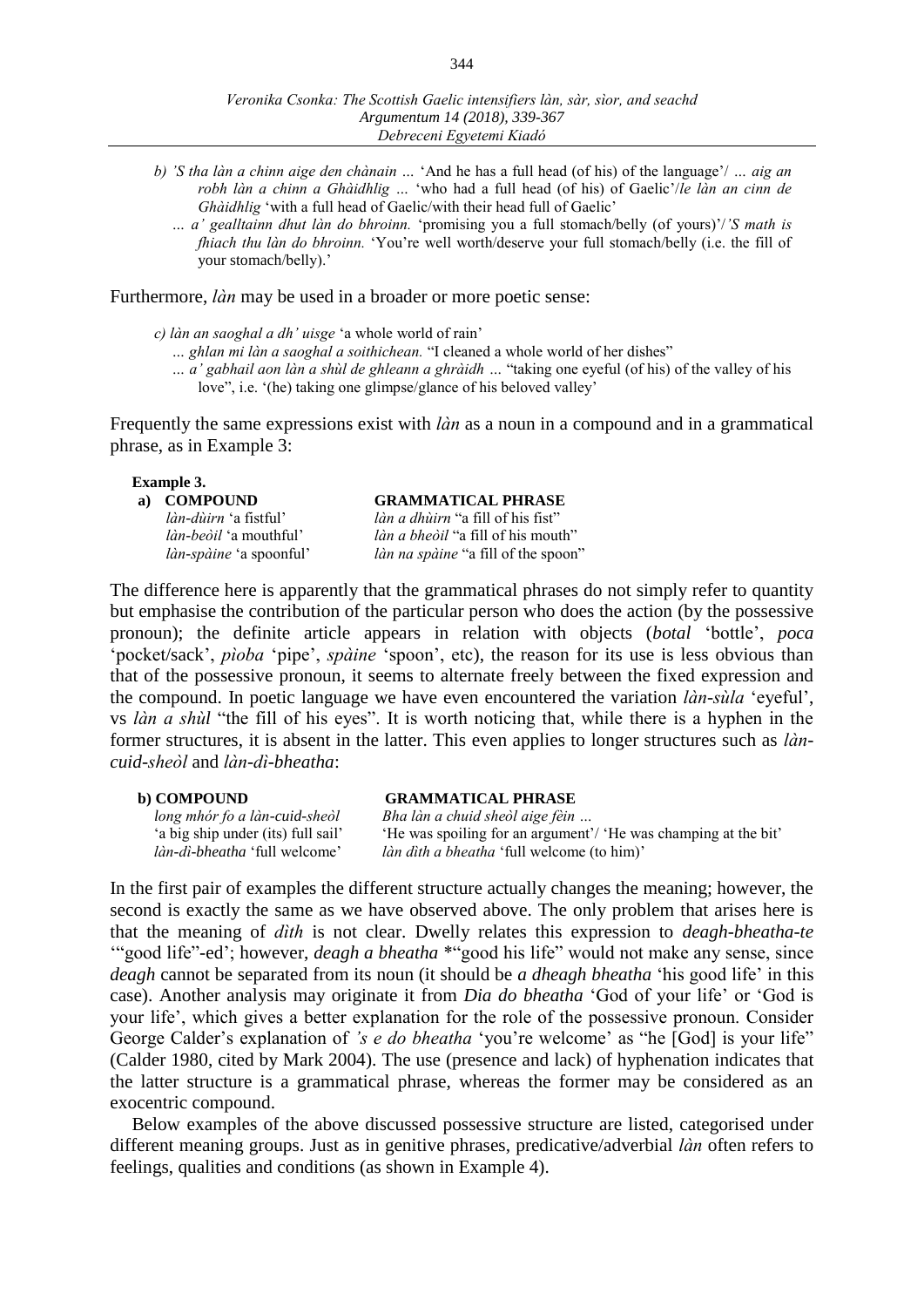*b) 'S tha làn a chinn aige den chànain …* 'And he has a full head (of his) of the language'/ *… aig an robh làn a chinn a Ghàidhlig …* 'who had a full head (of his) of Gaelic'/*le làn an cinn de Ghàidhlig* 'with a full head of Gaelic/with their head full of Gaelic'

*… a' gealltainn dhut làn do bhroinn.* 'promising you a full stomach/belly (of yours)'/*'S math is fhiach thu làn do bhroinn.* 'You're well worth/deserve your full stomach/belly (i.e. the fill of your stomach/belly).'

Furthermore, *làn* may be used in a broader or more poetic sense:

*c) làn an saoghal a dh' uisge* 'a whole world of rain'

*… ghlan mi làn a saoghal a soithichean.* "I cleaned a whole world of her dishes"

*… a' gabhail aon làn a shùl de ghleann a ghràidh …* "taking one eyeful (of his) of the valley of his love", i.e. '(he) taking one glimpse/glance of his beloved valley'

Frequently the same expressions exist with *làn* as a noun in a compound and in a grammatical phrase, as in Example 3:

**Example 3.**

| a) **COMPOUND** | **GRAMMATICAL PHRASE** |
|---|---|
| *làn-dùirn* 'a fistful' | *làn a dhùirn* "a fill of his fist" |
| *làn-beòil* 'a mouthful' | *làn a bheòil* "a fill of his mouth" |
| *làn-spàine* 'a spoonful' | *làn na spàine* "a fill of the spoon" |

The difference here is apparently that the grammatical phrases do not simply refer to quantity but emphasise the contribution of the particular person who does the action (by the possessive pronoun); the definite article appears in relation with objects (***botal*** 'bottle', ***poca*** 'pocket/sack', ***pìoba*** 'pipe', ***spàine*** 'spoon', etc), the reason for its use is less obvious than that of the possessive pronoun, it seems to alternate freely between the fixed expression and the compound. In poetic language we have even encountered the variation *làn-sùla* 'eyeful', vs *làn a shùl* "the fill of his eyes". It is worth noticing that, while there is a hyphen in the former structures, it is absent in the latter. This even applies to longer structures such as *làn-cuid-sheòl* and *làn-dì-bheatha*:

| **b) COMPOUND** | **GRAMMATICAL PHRASE** |
|---|---|
| *long mhór fo a làn-cuid-sheòl* | *Bha làn a chuid sheòl aige fèin …* |
| 'a big ship under (its) full sail' | 'He was spoiling for an argument'/ 'He was champing at the bit' |
| *làn-dì-bheatha* 'full welcome' | *làn dìth a bheatha* 'full welcome (to him)' |

In the first pair of examples the different structure actually changes the meaning; however, the second is exactly the same as we have observed above. The only problem that arises here is that the meaning of *dìth* is not clear. Dwelly relates this expression to *deagh-bheatha-te* '"good life"-ed'; however, *deagh a bheatha* *"good his life" would not make any sense, since *deagh* cannot be separated from its noun (it should be *a dheagh bheatha* 'his good life' in this case). Another analysis may originate it from *Dia do bheatha* 'God of your life' or 'God is your life', which gives a better explanation for the role of the possessive pronoun. Consider George Calder's explanation of *'s e do bheatha* 'you're welcome' as "he [God] is your life" (Calder 1980, cited by Mark 2004). The use (presence and lack) of hyphenation indicates that the latter structure is a grammatical phrase, whereas the former may be considered as an exocentric compound.

Below examples of the above discussed possessive structure are listed, categorised under different meaning groups. Just as in genitive phrases, predicative/adverbial *làn* often refers to feelings, qualities and conditions (as shown in Example 4).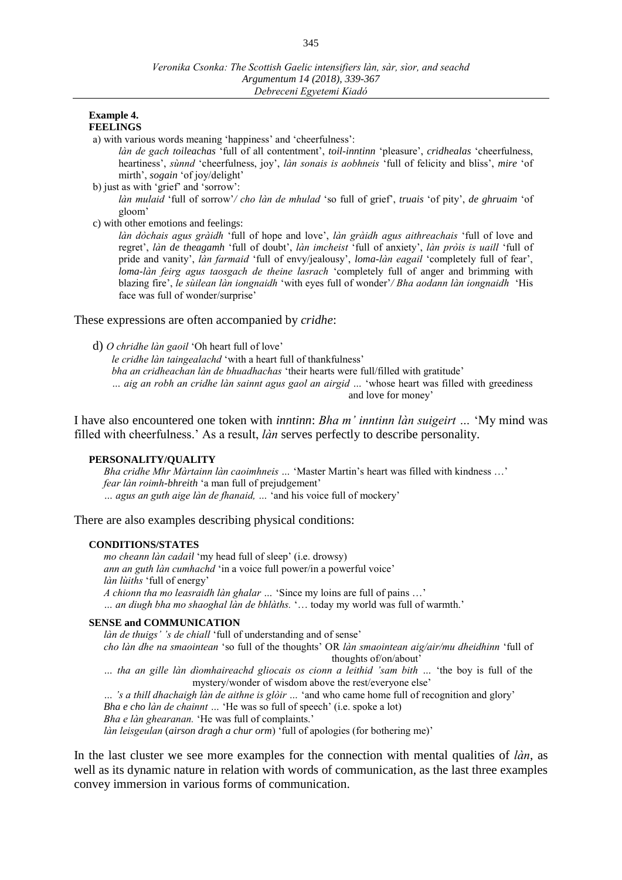**Example 4.**
**FEELINGS**

a) with various words meaning 'happiness' and 'cheerfulness':

*làn de gach toileachas* 'full of all contentment', *toil-inntinn* 'pleasure', *cridhealas* 'cheerfulness, heartiness', *sùnnd* 'cheerfulness, joy', *làn sonais is aobhneis* 'full of felicity and bliss', *mire* 'of mirth', *sogain* 'of joy/delight'

b) just as with 'grief' and 'sorrow':

*làn mulaid* 'full of sorrow'*/ cho làn de mhulad* 'so full of grief', *truais* 'of pity', *de ghruaim* 'of gloom'

c) with other emotions and feelings:

*làn dòchais agus gràidh* 'full of hope and love', *làn gràidh agus aithreachais* 'full of love and regret', *làn de theagamh* 'full of doubt', *làn imcheist* 'full of anxiety', *làn pròis is uaill* 'full of pride and vanity', *làn farmaid* 'full of envy/jealousy', *loma-làn eagail* 'completely full of fear', *loma-làn feirg agus taosgach de theine lasrach* 'completely full of anger and brimming with blazing fire', *le sùilean làn iongnaidh* 'with eyes full of wonder'*/ Bha aodann làn iongnaidh* 'His face was full of wonder/surprise'

These expressions are often accompanied by *cridhe*:

d) *O chridhe làn gaoil* 'Oh heart full of love'
*le cridhe làn taingealachd* 'with a heart full of thankfulness'
*bha an cridheachan làn de bhuadhachas* 'their hearts were full/filled with gratitude'
*… aig an robh an cridhe làn sainnt agus gaol an airgid …* 'whose heart was filled with greediness and love for money'

I have also encountered one token with *inntinn*: *Bha m' inntinn làn suigeirt …* 'My mind was filled with cheerfulness.' As a result, *làn* serves perfectly to describe personality.

**PERSONALITY/QUALITY**

*Bha cridhe Mhr Màrtainn làn caoimhneis …* 'Master Martin's heart was filled with kindness …'
*fear làn roimh-bhreith* 'a man full of prejudgement'
*… agus an guth aige làn de fhanaid, …* 'and his voice full of mockery'

There are also examples describing physical conditions:

**CONDITIONS/STATES**

*mo cheann làn cadail* 'my head full of sleep' (i.e. drowsy)
*ann an guth làn cumhachd* 'in a voice full power/in a powerful voice'
*làn lùiths* 'full of energy'
*A chionn tha mo leasraidh làn ghalar …* 'Since my loins are full of pains …'
*… an diugh bha mo shaoghal làn de bhlàths.* '… today my world was full of warmth.'

**SENSE and COMMUNICATION**

*làn de thuigs' 's de chiall* 'full of understanding and of sense'
*cho làn dhe na smaointean* 'so full of the thoughts' OR *làn smaointean aig/air/mu dheidhinn* 'full of thoughts of/on/about'
*… tha an gille làn dìomhaireachd gliocais os cionn a leithid 'sam bith …* 'the boy is full of the mystery/wonder of wisdom above the rest/everyone else'
*… 's a thill dhachaigh làn de aithne is glòir …* 'and who came home full of recognition and glory'
*Bha e cho làn de chainnt …* 'He was so full of speech' (i.e. spoke a lot)
*Bha e làn ghearanan.* 'He was full of complaints.'
*làn leisgeulan* (*airson dragh a chur orm*) 'full of apologies (for bothering me)'

In the last cluster we see more examples for the connection with mental qualities of *làn*, as well as its dynamic nature in relation with words of communication, as the last three examples convey immersion in various forms of communication.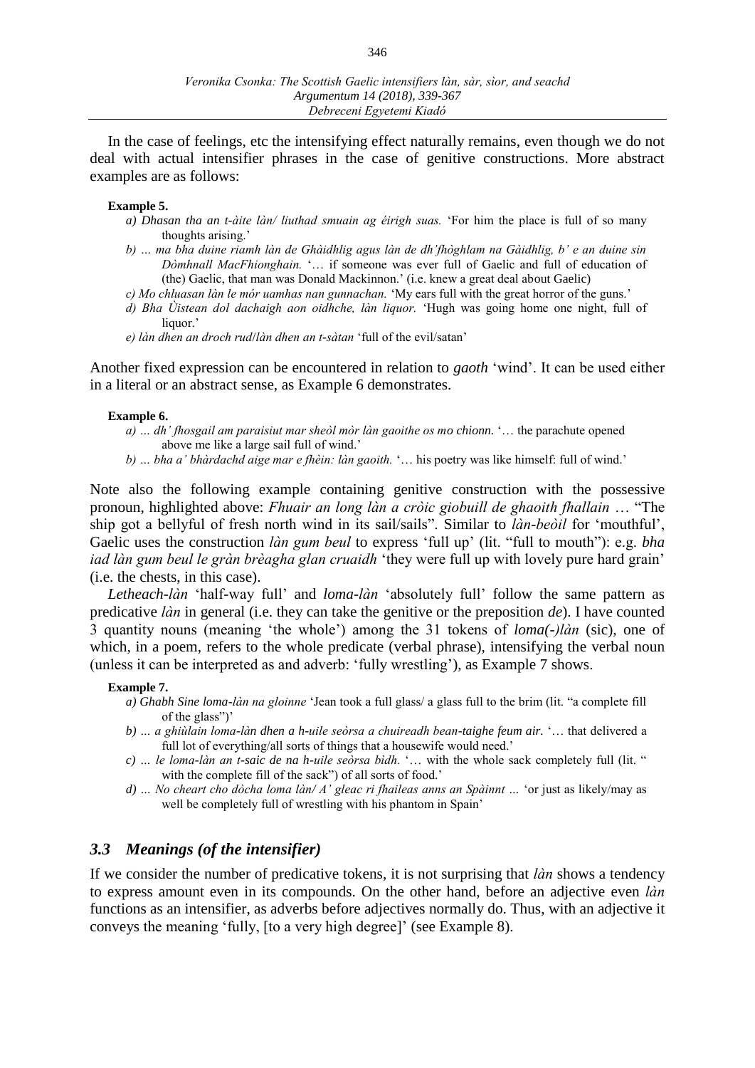In the case of feelings, etc the intensifying effect naturally remains, even though we do not deal with actual intensifier phrases in the case of genitive constructions. More abstract examples are as follows:

**Example 5.**

*a) Dhasan tha an t-àite làn/ liuthad smuain ag éirigh suas.* 'For him the place is full of so many thoughts arising.'

*b) … ma bha duine riamh làn de Ghàidhlig agus làn de dh'fhòghlam na Gàidhlig, b' e an duine sin Dòmhnall MacFhionghain.* '… if someone was ever full of Gaelic and full of education of (the) Gaelic, that man was Donald Mackinnon.' (i.e. knew a great deal about Gaelic)

*c) Mo chluasan làn le mór uamhas nan gunnachan.* 'My ears full with the great horror of the guns.'

*d) Bha Ùistean dol dachaigh aon oidhche, làn liquor.* 'Hugh was going home one night, full of liquor.'

*e) làn dhen an droch rud/làn dhen an t-sàtan* 'full of the evil/satan'

Another fixed expression can be encountered in relation to *gaoth* 'wind'. It can be used either in a literal or an abstract sense, as Example 6 demonstrates.

**Example 6.**

*a) … dh' fhosgail am paraisiut mar sheòl mòr làn gaoithe os mo chionn.* '… the parachute opened above me like a large sail full of wind.'

*b) … bha a' bhàrdachd aige mar e fhèin: làn gaoith.* '… his poetry was like himself: full of wind.'

Note also the following example containing genitive construction with the possessive pronoun, highlighted above: *Fhuair an long làn a cròic giobuill de ghaoith fhallain* … "The ship got a bellyful of fresh north wind in its sail/sails". Similar to *làn-beòil* for 'mouthful', Gaelic uses the construction *làn gum beul* to express 'full up' (lit. "full to mouth"): e.g. *bha iad làn gum beul le gràn brèagha glan cruaidh* 'they were full up with lovely pure hard grain' (i.e. the chests, in this case).

*Letheach-làn* 'half-way full' and *loma-làn* 'absolutely full' follow the same pattern as predicative *làn* in general (i.e. they can take the genitive or the preposition *de*). I have counted 3 quantity nouns (meaning 'the whole') among the 31 tokens of *loma(-)làn* (sic), one of which, in a poem, refers to the whole predicate (verbal phrase), intensifying the verbal noun (unless it can be interpreted as and adverb: 'fully wrestling'), as Example 7 shows.

**Example 7.**

*a) Ghabh Sine loma-làn na gloinne* 'Jean took a full glass/ a glass full to the brim (lit. "a complete fill of the glass")'

*b) … a ghiùlain loma-làn dhen a h-uile seòrsa a chuireadh bean-taighe feum air.* '… that delivered a full lot of everything/all sorts of things that a housewife would need.'

*c) … le loma-làn an t-saic de na h-uile seòrsa bìdh.* '… with the whole sack completely full (lit. " with the complete fill of the sack") of all sorts of food.'

*d) … No cheart cho dòcha loma làn/ A' gleac ri fhaileas anns an Spàinnt …* 'or just as likely/may as well be completely full of wrestling with his phantom in Spain'

### *3.3 Meanings (of the intensifier)*

If we consider the number of predicative tokens, it is not surprising that *làn* shows a tendency to express amount even in its compounds. On the other hand, before an adjective even *làn* functions as an intensifier, as adverbs before adjectives normally do. Thus, with an adjective it conveys the meaning 'fully, [to a very high degree]' (see Example 8).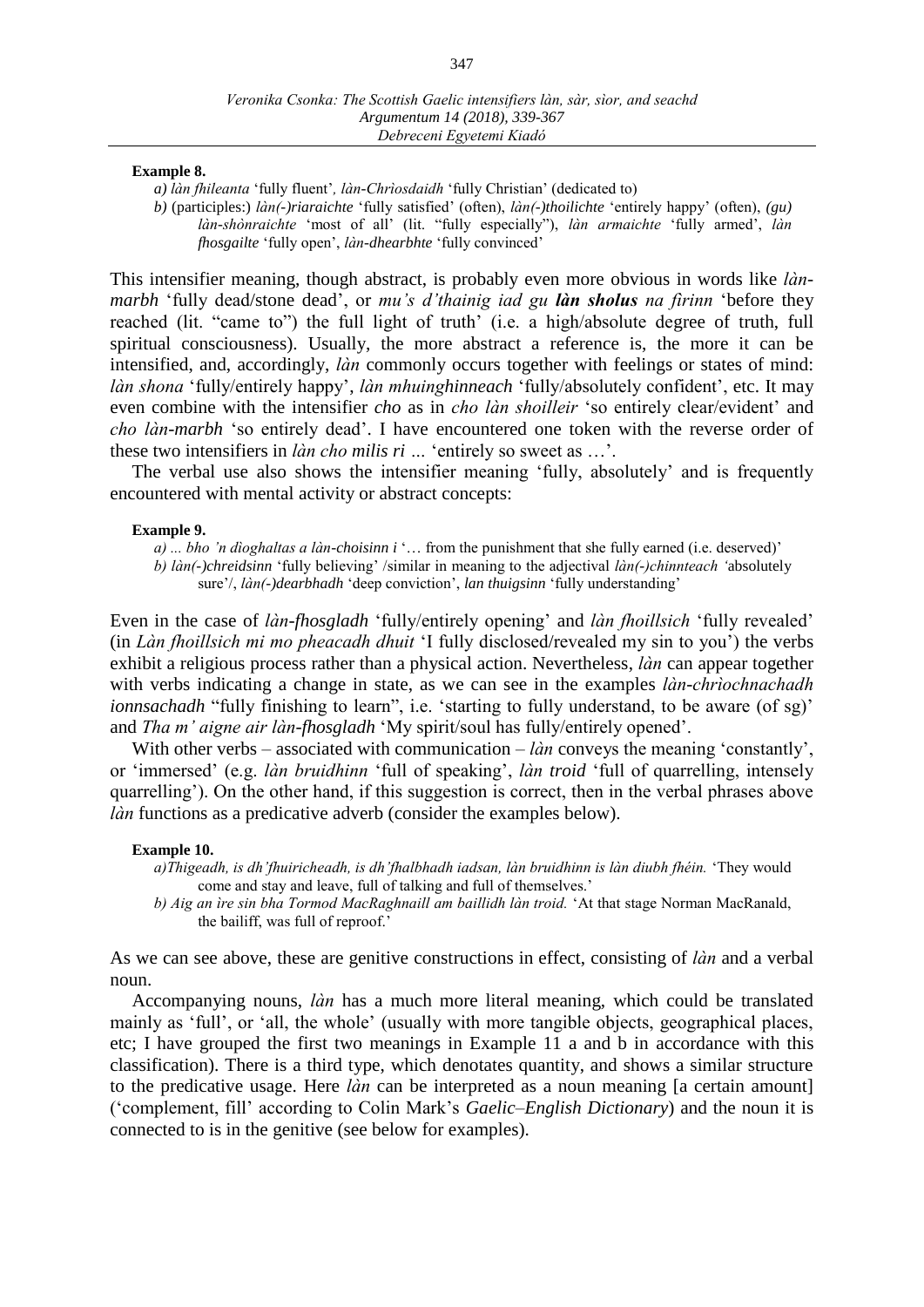**Example 8.**

*a) làn fhileanta* 'fully fluent'*, làn-Chrìosdaidh* 'fully Christian' (dedicated to)

*b)* (participles:) *làn(-)riaraichte* 'fully satisfied' (often), *làn(-)thoilichte* 'entirely happy' (often), *(gu) làn-shònraichte* 'most of all' (lit. "fully especially"), *làn armaichte* 'fully armed', *làn fhosgailte* 'fully open', *làn-dhearbhte* 'fully convinced'

This intensifier meaning, though abstract, is probably even more obvious in words like *làn-marbh* 'fully dead/stone dead', or *mu's d'thainig iad gu* ***làn sholus*** *na fìrinn* 'before they reached (lit. "came to") the full light of truth' (i.e. a high/absolute degree of truth, full spiritual consciousness). Usually, the more abstract a reference is, the more it can be intensified, and, accordingly, *làn* commonly occurs together with feelings or states of mind: *làn shona* 'fully/entirely happy', *làn mhuinghinneach* 'fully/absolutely confident', etc. It may even combine with the intensifier *cho* as in *cho làn shoilleir* 'so entirely clear/evident' and *cho làn-marbh* 'so entirely dead'. I have encountered one token with the reverse order of these two intensifiers in *làn cho milis ri …* 'entirely so sweet as …'.

The verbal use also shows the intensifier meaning 'fully, absolutely' and is frequently encountered with mental activity or abstract concepts:

**Example 9.**

*a) ... bho 'n dìoghaltas a làn-choisinn i* '… from the punishment that she fully earned (i.e. deserved)'

*b) làn(-)chreidsinn* 'fully believing' /similar in meaning to the adjectival *làn(-)chinnteach '*absolutely sure'/, *làn(-)dearbhadh* 'deep conviction', *lan thuigsinn* 'fully understanding'

Even in the case of *làn-fhosgladh* 'fully/entirely opening' and *làn fhoillsich* 'fully revealed' (in *Làn fhoillsich mi mo pheacadh dhuit* 'I fully disclosed/revealed my sin to you') the verbs exhibit a religious process rather than a physical action. Nevertheless, *làn* can appear together with verbs indicating a change in state, as we can see in the examples *làn-chrìochnachadh ionnsachadh* "fully finishing to learn", i.e. 'starting to fully understand, to be aware (of sg)' and *Tha m' aigne air làn-fhosgladh* 'My spirit/soul has fully/entirely opened'.

With other verbs – associated with communication – *làn* conveys the meaning 'constantly', or 'immersed' (e.g. *làn bruidhinn* 'full of speaking', *làn troid* 'full of quarrelling, intensely quarrelling'). On the other hand, if this suggestion is correct, then in the verbal phrases above *làn* functions as a predicative adverb (consider the examples below).

**Example 10.**

*a)Thigeadh, is dh'fhuiricheadh, is dh'fhalbhadh iadsan, làn bruidhinn is làn diubh fhéin.* 'They would come and stay and leave, full of talking and full of themselves.'

*b) Aig an ìre sin bha Tormod MacRaghnaill am baillidh làn troid.* 'At that stage Norman MacRanald, the bailiff, was full of reproof.'

As we can see above, these are genitive constructions in effect, consisting of *làn* and a verbal noun.

Accompanying nouns, *làn* has a much more literal meaning, which could be translated mainly as 'full', or 'all, the whole' (usually with more tangible objects, geographical places, etc; I have grouped the first two meanings in Example 11 a and b in accordance with this classification). There is a third type, which denotates quantity, and shows a similar structure to the predicative usage. Here *làn* can be interpreted as a noun meaning [a certain amount] ('complement, fill' according to Colin Mark's *Gaelic–English Dictionary*) and the noun it is connected to is in the genitive (see below for examples).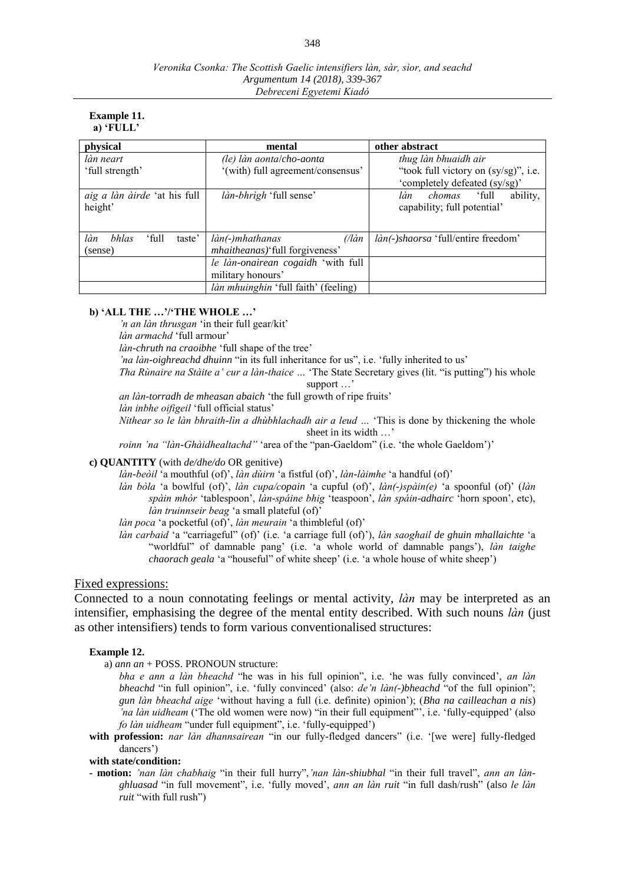**Example 11.**
**a) 'FULL'**

| physical | mental | other abstract |
|---|---|---|
| *làn neart* 'full strength' | *(le) làn aonta*/*cho-aonta* '(with) full agreement/consensus' | *thug làn bhuaidh air* "took full victory on (sy/sg)", i.e. 'completely defeated (sy/sg)' |
| *aig a làn àirde* 'at his full height' | *làn-bhrìgh* 'full sense' | *làn chomas* 'full ability, capability; full potential' |
| *làn bhlas* 'full taste' (sense) | *làn(-)mhathanas (/làn mhaitheanas)*'full forgiveness' | *làn(-)shaorsa* 'full/entire freedom' |
| | *le làn-onairean cogaidh* 'with full military honours' | |
| | *làn mhuinghin* 'full faith' (feeling) | |

**b) 'ALL THE …'/'THE WHOLE …'**

*'n an làn thrusgan* 'in their full gear/kit'
*làn armachd* 'full armour'
*làn-chruth na craoibhe* 'full shape of the tree'
*'na làn-oighreachd dhuinn* "in its full inheritance for us", i.e. 'fully inherited to us'
*Tha Rùnaire na Stàite a' cur a làn-thaice …* 'The State Secretary gives (lit. "is putting") his whole support …'
*an làn-torradh de mheasan abaich* 'the full growth of ripe fruits'
*làn inbhe oifigeil* 'full official status'
*Nithear so le làn bhraith-lìn a dhùbhlachadh air a leud …* 'This is done by thickening the whole sheet in its width …'
*roinn 'na "làn-Ghàidhealtachd"* 'area of the "pan-Gaeldom" (i.e. 'the whole Gaeldom')'

**c) QUANTITY** (with *de/dhe/do* OR genitive)

*làn-beòil* 'a mouthful (of)', *làn dùirn* 'a fistful (of)', *làn-làimhe* 'a handful (of)'
*làn bòla* 'a bowlful (of)', *làn cupa/copain* 'a cupful (of)', *làn(-)spàin(e)* 'a spoonful (of)' (*làn spàin mhòr* 'tablespoon', *làn-spàine bhig* 'teaspoon', *làn spàin-adhairc* 'horn spoon', etc), *làn truinnseir beag* 'a small plateful (of)'
*làn poca* 'a pocketful (of)', *làn meurain* 'a thimbleful (of)'
*làn carbaid* 'a "carriageful" (of)' (i.e. 'a carriage full (of)'), *làn saoghail de ghuin mhallaichte* 'a "worldful" of damnable pang' (i.e. 'a whole world of damnable pangs'), *làn taighe chaorach geala* 'a "houseful" of white sheep' (i.e. 'a whole house of white sheep')

Fixed expressions:

Connected to a noun connotating feelings or mental activity, *làn* may be interpreted as an intensifier, emphasising the degree of the mental entity described. With such nouns *làn* (just as other intensifiers) tends to form various conventionalised structures:

**Example 12.**

a) *ann an* + POSS. PRONOUN structure:

*bha e ann a làn bheachd* "he was in his full opinion", i.e. 'he was fully convinced', *an làn bheachd* "in full opinion", i.e. 'fully convinced' (also: *de'n làn(-)bheachd* "of the full opinion"; *gun làn bheachd aige* 'without having a full (i.e. definite) opinion'); (*Bha na cailleachan a nis*) *'na làn uidheam* ('The old women were now) "in their full equipment"', i.e. 'fully-equipped' (also *fo làn uidheam* "under full equipment", i.e. 'fully-equipped')

**with profession:** *nar làn dhannsairean* "in our fully-fledged dancers" (i.e. '[we were] fully-fledged dancers')

**with state/condition:**

- **motion:** *'nan làn chabhaig* "in their full hurry", *'nan làn-shiubhal* "in their full travel", *ann an làn-ghluasad* "in full movement", i.e. 'fully moved', *ann an làn ruit* "in full dash/rush" (also *le làn ruit* "with full rush")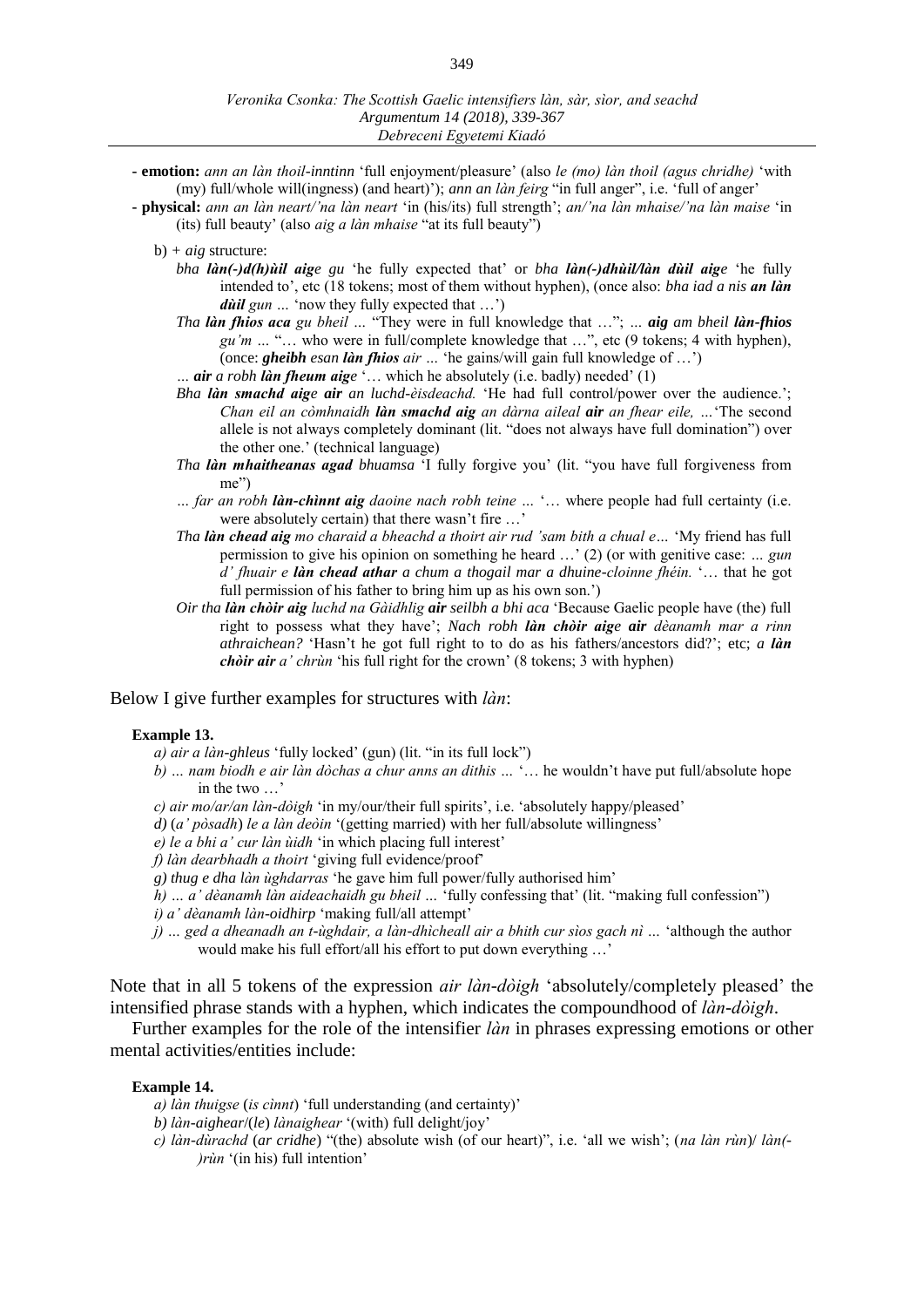- **emotion:** *ann an làn thoil-inntinn* 'full enjoyment/pleasure' (also *le (mo) làn thoil (agus chridhe)* 'with (my) full/whole will(ingness) (and heart)'); *ann an làn feirg* "in full anger", i.e. 'full of anger'
- **physical:** *ann an làn neart/'na làn neart* 'in (his/its) full strength'; *an/'na làn mhaise/'na làn maise* 'in (its) full beauty' (also *aig a làn mhaise* "at its full beauty")

b) + *aig* structure:

*bha **làn(-)d(h)ùil aige** gu* 'he fully expected that' or *bha **làn(-)dhùil/làn dùil aige*** 'he fully intended to', etc (18 tokens; most of them without hyphen), (once also: *bha iad a nis **an làn dùil** gun …* 'now they fully expected that …')

*Tha **làn fhios aca** gu bheil …* "They were in full knowledge that …"; *… **aig** am bheil **làn-fhios** gu'm …* "… who were in full/complete knowledge that …", etc (9 tokens; 4 with hyphen), (once: ***gheibh** esan **làn fhios** air …* 'he gains/will gain full knowledge of …')

*… **air** a robh **làn fheum aige*** '… which he absolutely (i.e. badly) needed' (1)

*Bha **làn smachd aige air** an luchd-èisdeachd.* 'He had full control/power over the audience.'; *Chan eil an còmhnaidh **làn smachd aig** an dàrna aileal **air** an fhear eile, …*'The second allele is not always completely dominant (lit. "does not always have full domination") over the other one.' (technical language)

*Tha **làn mhaitheanas agad** bhuamsa* 'I fully forgive you' (lit. "you have full forgiveness from me")

*… far an robh **làn-chìnnt aig** daoine nach robh teine …* '… where people had full certainty (i.e. were absolutely certain) that there wasn't fire …'

*Tha **làn chead aig** mo charaid a bheachd a thoirt air rud 'sam bith a chual e…* 'My friend has full permission to give his opinion on something he heard …' (2) (or with genitive case: *… gun d' fhuair e **làn chead athar** a chum a thogail mar a dhuine-cloinne fhéin.* '… that he got full permission of his father to bring him up as his own son.')

*Oir tha **làn chòir aig** luchd na Gàidhlig **air** seilbh a bhi aca* 'Because Gaelic people have (the) full right to possess what they have'; *Nach robh **làn chòir aige air** dèanamh mar a rinn athraichean?* 'Hasn't he got full right to to do as his fathers/ancestors did?'; etc; *a **làn chòir air** a' chrùn* 'his full right for the crown' (8 tokens; 3 with hyphen)

Below I give further examples for structures with *làn*:

**Example 13.**

*a) air a làn-ghleus* 'fully locked' (gun) (lit. "in its full lock")
*b) … nam biodh e air làn dòchas a chur anns an dithis …* '… he wouldn't have put full/absolute hope in the two …'
*c) air mo/ar/an làn-dòigh* 'in my/our/their full spirits', i.e. 'absolutely happy/pleased'
*d)* (*a' pòsadh*) *le a làn deòin* '(getting married) with her full/absolute willingness'
*e) le a bhi a' cur làn ùidh* 'in which placing full interest'
*f) làn dearbhadh a thoirt* 'giving full evidence/proof'
*g) thug e dha làn ùghdarras* 'he gave him full power/fully authorised him'
*h) … a' dèanamh làn aideachaidh gu bheil …* 'fully confessing that' (lit. "making full confession")
*i) a' dèanamh làn-oidhirp* 'making full/all attempt'
*j) … ged a dheanadh an t-ùghdair, a làn-dhìcheall air a bhith cur sìos gach nì …* 'although the author would make his full effort/all his effort to put down everything …'

Note that in all 5 tokens of the expression *air làn-dòigh* 'absolutely/completely pleased' the intensified phrase stands with a hyphen, which indicates the compoundhood of *làn-dòigh*.

Further examples for the role of the intensifier *làn* in phrases expressing emotions or other mental activities/entities include:

**Example 14.**

*a) làn thuigse* (*is cìnnt*) 'full understanding (and certainty)'
*b) làn-aighear*/(*le*) *lànaighear* '(with) full delight/joy'
*c) làn-dùrachd* (*ar cridhe*) "(the) absolute wish (of our heart)", i.e. 'all we wish'; (*na làn rùn*)/ *làn(-)rùn* '(in his) full intention'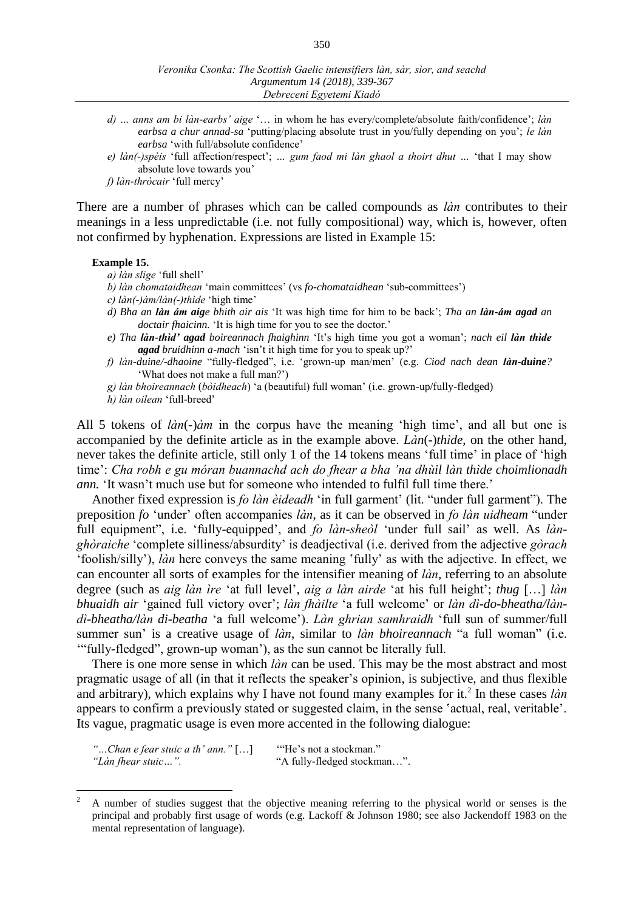*d) … anns am bi làn-earbs' aige* '… in whom he has every/complete/absolute faith/confidence'; *làn earbsa a chur annad-sa* 'putting/placing absolute trust in you/fully depending on you'; *le làn earbsa* 'with full/absolute confidence'

*e) làn(-)spèis* 'full affection/respect'; *... gum faod mi làn ghaol a thoirt dhut ...* 'that I may show absolute love towards you'

*f) làn-thròcair* 'full mercy'

There are a number of phrases which can be called compounds as *làn* contributes to their meanings in a less unpredictable (i.e. not fully compositional) way, which is, however, often not confirmed by hyphenation. Expressions are listed in Example 15:

**Example 15.**

*a) làn slige* 'full shell'

*b) làn chomataidhean* 'main committees' (vs *fo-chomataidhean* 'sub-committees')

*c) làn(-)àm/làn(-)thìde* 'high time'

*d) Bha an **làn ám aig**e bhith air ais* 'It was high time for him to be back'; *Tha an **làn-ám agad** an doctair fhaicinn.* 'It is high time for you to see the doctor.'

*e) Tha **làn-thìd' agad** boireannach fhaighinn* 'It's high time you got a woman'; *nach eil **làn thìde agad** bruidhinn a-mach* 'isn't it high time for you to speak up?'

*f) làn-duine/-dhaoine* "fully-fledged", i.e. 'grown-up man/men' (e.g. *Ciod nach dean **làn-duine**?* 'What does not make a full man?')

*g) làn bhoireannach* (*bòidheach*) 'a (beautiful) full woman' (i.e. grown-up/fully-fledged)

*h) làn oilean* 'full-breed'

All 5 tokens of *làn*(-)*àm* in the corpus have the meaning 'high time', and all but one is accompanied by the definite article as in the example above. *Làn*(-)*thìde*, on the other hand, never takes the definite article, still only 1 of the 14 tokens means 'full time' in place of 'high time': *Cha robh e gu móran buannachd ach do fhear a bha 'na dhùil làn thìde choimlionadh ann.* 'It wasn't much use but for someone who intended to fulfil full time there.'

Another fixed expression is *fo làn èideadh* 'in full garment' (lit. "under full garment"). The preposition *fo* 'under' often accompanies *làn*, as it can be observed in *fo làn uidheam* "under full equipment", i.e. 'fully-equipped', and *fo làn-sheòl* 'under full sail' as well. As *làn-ghòraiche* 'complete silliness/absurdity' is deadjectival (i.e. derived from the adjective *gòrach* 'foolish/silly'), *làn* here conveys the same meaning 'fully' as with the adjective. In effect, we can encounter all sorts of examples for the intensifier meaning of *làn*, referring to an absolute degree (such as *aig làn ìre* 'at full level', *aig a làn airde* 'at his full height'; *thug* […] *làn bhuaidh air* 'gained full victory over'; *làn fhàilte* 'a full welcome' or *làn dì-do-bheatha/làn-dì-bheatha/làn di-beatha* 'a full welcome'). *Làn ghrian samhraidh* 'full sun of summer/full summer sun' is a creative usage of *làn*, similar to *làn bhoireannach* "a full woman" (i.e. '"fully-fledged", grown-up woman'), as the sun cannot be literally full.

There is one more sense in which *làn* can be used. This may be the most abstract and most pragmatic usage of all (in that it reflects the speaker's opinion, is subjective, and thus flexible and arbitrary), which explains why I have not found many examples for it.[2] In these cases *làn* appears to confirm a previously stated or suggested claim, in the sense 'actual, real, veritable'. Its vague, pragmatic usage is even more accented in the following dialogue:

| | |
|---|---|
| *"…Chan e fear stuic a th' ann."* […] | '"He's not a stockman." |
| *"Làn fhear stuic…".* | "A fully-fledged stockman…". |

[2] A number of studies suggest that the objective meaning referring to the physical world or senses is the principal and probably first usage of words (e.g. Lackoff & Johnson 1980; see also Jackendoff 1983 on the mental representation of language).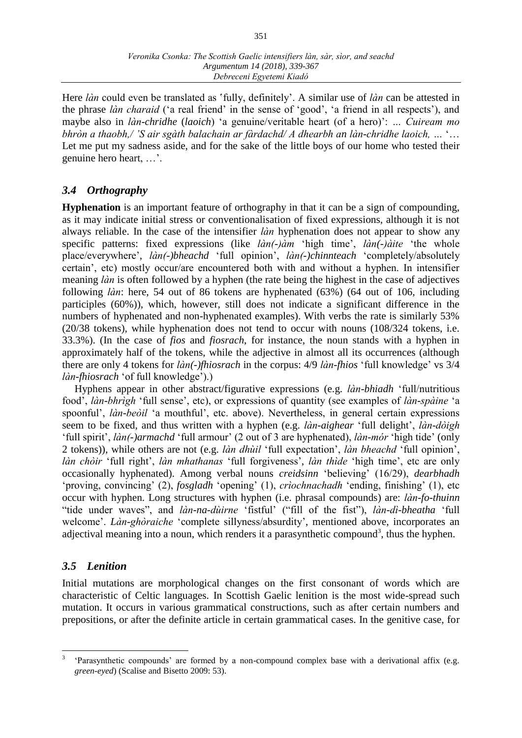Here *làn* could even be translated as ʻfully, definitely'. A similar use of *làn* can be attested in the phrase *làn charaid* ('a real friend' in the sense of 'good', 'a friend in all respects'), and maybe also in *làn-chridhe* (*laoich*) 'a genuine/veritable heart (of a hero)': *... Cuiream mo bhròn a thaobh,/ 'S air sgàth balachain ar fàrdachd/ A dhearbh an làn-chridhe laoich, ...* '… Let me put my sadness aside, and for the sake of the little boys of our home who tested their genuine hero heart, …'.

### *3.4 Orthography*

**Hyphenation** is an important feature of orthography in that it can be a sign of compounding, as it may indicate initial stress or conventionalisation of fixed expressions, although it is not always reliable. In the case of the intensifier *làn* hyphenation does not appear to show any specific patterns: fixed expressions (like *làn(-)àm* 'high time', *làn(-)àite* 'the whole place/everywhere', *làn(-)bheachd* 'full opinion', *làn(-)chinnteach* 'completely/absolutely certain', etc) mostly occur/are encountered both with and without a hyphen. In intensifier meaning *làn* is often followed by a hyphen (the rate being the highest in the case of adjectives following *làn*: here, 54 out of 86 tokens are hyphenated (63%) (64 out of 106, including participles (60%)), which, however, still does not indicate a significant difference in the numbers of hyphenated and non-hyphenated examples). With verbs the rate is similarly 53% (20/38 tokens), while hyphenation does not tend to occur with nouns (108/324 tokens, i.e. 33.3%). (In the case of *fios* and *fiosrach*, for instance, the noun stands with a hyphen in approximately half of the tokens, while the adjective in almost all its occurrences (although there are only 4 tokens for *làn(-)fhiosrach* in the corpus: 4/9 *làn-fhios* 'full knowledge' vs 3/4 *làn-fhiosrach* 'of full knowledge').)

Hyphens appear in other abstract/figurative expressions (e.g. *làn-bhiadh* 'full/nutritious food', *làn-bhrìgh* 'full sense', etc), or expressions of quantity (see examples of *làn-spàine* 'a spoonful', *làn-beòil* 'a mouthful', etc. above). Nevertheless, in general certain expressions seem to be fixed, and thus written with a hyphen (e.g. *làn-aighear* 'full delight', *làn-dòigh* 'full spirit', *làn(-)armachd* 'full armour' (2 out of 3 are hyphenated), *làn-mór* 'high tide' (only 2 tokens)), while others are not (e.g. *làn dhùil* 'full expectation', *làn bheachd* 'full opinion', *làn chòir* 'full right', *làn mhathanas* 'full forgiveness', *làn thìde* 'high time', etc are only occasionally hyphenated). Among verbal nouns *creidsinn* 'believing' (16/29), *dearbhadh* 'proving, convincing' (2), *fosgladh* 'opening' (1), *crìochnachadh* 'ending, finishing' (1), etc occur with hyphen. Long structures with hyphen (i.e. phrasal compounds) are: *làn-fo-thuinn* "tide under waves", and *làn-na-dùirne* 'fistful' ("fill of the fist"), *làn-dì-bheatha* 'full welcome'. *Làn-ghòraiche* 'complete sillyness/absurdity', mentioned above, incorporates an adjectival meaning into a noun, which renders it a parasynthetic compound[3], thus the hyphen.

### *3.5 Lenition*

Initial mutations are morphological changes on the first consonant of words which are characteristic of Celtic languages. In Scottish Gaelic lenition is the most wide-spread such mutation. It occurs in various grammatical constructions, such as after certain numbers and prepositions, or after the definite article in certain grammatical cases. In the genitive case, for

[3] 'Parasynthetic compounds' are formed by a non-compound complex base with a derivational affix (e.g. *green-eyed*) (Scalise and Bisetto 2009: 53).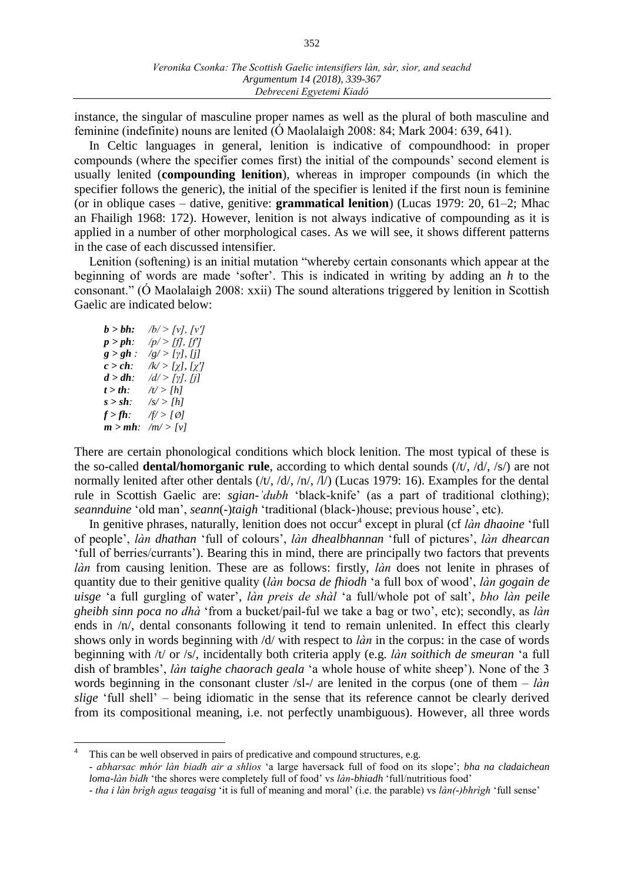instance, the singular of masculine proper names as well as the plural of both masculine and feminine (indefinite) nouns are lenited (Ó Maolalaigh 2008: 84; Mark 2004: 639, 641).

In Celtic languages in general, lenition is indicative of compoundhood: in proper compounds (where the specifier comes first) the initial of the compounds' second element is usually lenited (**compounding lenition**), whereas in improper compounds (in which the specifier follows the generic), the initial of the specifier is lenited if the first noun is feminine (or in oblique cases – dative, genitive: **grammatical lenition**) (Lucas 1979: 20, 61–2; Mhac an Fhailigh 1968: 172). However, lenition is not always indicative of compounding as it is applied in a number of other morphological cases. As we will see, it shows different patterns in the case of each discussed intensifier.

Lenition (softening) is an initial mutation "whereby certain consonants which appear at the beginning of words are made 'softer'. This is indicated in writing by adding an *h* to the consonant." (Ó Maolalaigh 2008: xxii) The sound alterations triggered by lenition in Scottish Gaelic are indicated below:

***b > bh:*** */b/ > [v], [v']*
***p > ph:*** */p/ > [f], [f']*
***g > gh :*** */g/ > [ɣ], [j]*
***c > ch:*** */k/ > [χ], [χ']*
***d > dh:*** */d/ > [ɣ], [j]*
***t > th:*** */t/ > [h]*
***s > sh:*** */s/ > [h]*
***f > fh:*** */f/ > [Ø]*
***m > mh:*** */m/ > [v]*

There are certain phonological conditions which block lenition. The most typical of these is the so-called **dental/homorganic rule**, according to which dental sounds (/t/, /d/, /s/) are not normally lenited after other dentals (/t/, /d/, /n/, /l/) (Lucas 1979: 16). Examples for the dental rule in Scottish Gaelic are: *sgian-ˈdubh* 'black-knife' (as a part of traditional clothing); *seannduine* 'old man', *seann*(-)*taigh* 'traditional (black-)house; previous house', etc).

In genitive phrases, naturally, lenition does not occur[4] except in plural (cf *làn dhaoine* 'full of people', *làn dhathan* 'full of colours', *làn dhealbhannan* 'full of pictures', *làn dhearcan* 'full of berries/currants'). Bearing this in mind, there are principally two factors that prevents *làn* from causing lenition. These are as follows: firstly, *làn* does not lenite in phrases of quantity due to their genitive quality (*làn bocsa de fhiodh* 'a full box of wood', *làn gogain de uisge* 'a full gurgling of water', *làn preis de shàl* 'a full/whole pot of salt', *bho làn peile gheibh sinn poca no dhà* 'from a bucket/pail-ful we take a bag or two', etc); secondly, as *làn* ends in /n/, dental consonants following it tend to remain unlenited. In effect this clearly shows only in words beginning with /d/ with respect to *làn* in the corpus: in the case of words beginning with /t/ or /s/, incidentally both criteria apply (e.g. *làn soithich de smeuran* 'a full dish of brambles', *làn taighe chaorach geala* 'a whole house of white sheep'). None of the 3 words beginning in the consonant cluster /sl-/ are lenited in the corpus (one of them – *làn slige* 'full shell' – being idiomatic in the sense that its reference cannot be clearly derived from its compositional meaning, i.e. not perfectly unambiguous). However, all three words

---

[4] This can be well observed in pairs of predicative and compound structures, e.g.
- *abharsac mhór làn biadh air a shlios* 'a large haversack full of food on its slope'; *bha na cladaichean loma-làn bìdh* 'the shores were completely full of food' vs *làn-bhiadh* 'full/nutritious food'
- *tha i làn brìgh agus teagaisg* 'it is full of meaning and moral' (i.e. the parable) vs *làn(-)bhrìgh* 'full sense'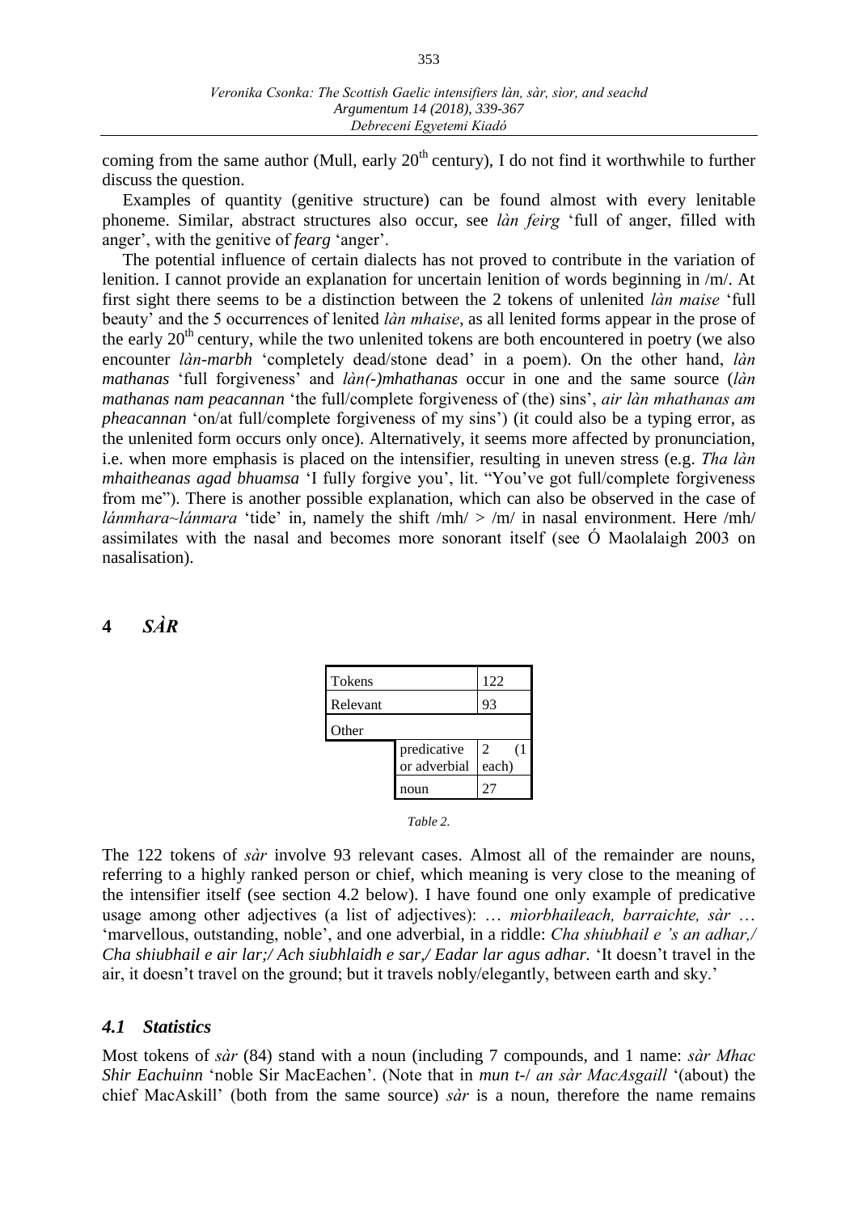coming from the same author (Mull, early 20th century), I do not find it worthwhile to further discuss the question.

Examples of quantity (genitive structure) can be found almost with every lenitable phoneme. Similar, abstract structures also occur, see *làn feirg* 'full of anger, filled with anger', with the genitive of *fearg* 'anger'.

The potential influence of certain dialects has not proved to contribute in the variation of lenition. I cannot provide an explanation for uncertain lenition of words beginning in /m/. At first sight there seems to be a distinction between the 2 tokens of unlenited *làn maise* 'full beauty' and the 5 occurrences of lenited *làn mhaise*, as all lenited forms appear in the prose of the early 20th century, while the two unlenited tokens are both encountered in poetry (we also encounter *làn-marbh* 'completely dead/stone dead' in a poem). On the other hand, *làn mathanas* 'full forgiveness' and *làn(-)mhathanas* occur in one and the same source (*làn mathanas nam peacannan* 'the full/complete forgiveness of (the) sins', *air làn mhathanas am pheacannan* 'on/at full/complete forgiveness of my sins') (it could also be a typing error, as the unlenited form occurs only once). Alternatively, it seems more affected by pronunciation, i.e. when more emphasis is placed on the intensifier, resulting in uneven stress (e.g. *Tha làn mhaitheanas agad bhuamsa* 'I fully forgive you', lit. "You've got full/complete forgiveness from me"). There is another possible explanation, which can also be observed in the case of *lánmhara~lánmara* 'tide' in, namely the shift /mh/ > /m/ in nasal environment. Here /mh/ assimilates with the nasal and becomes more sonorant itself (see Ó Maolalaigh 2003 on nasalisation).

# 4 *SÀR*

| Tokens | | 122 |
|---|---|---|
| Relevant | | 93 |
| Other | | |
| | predicative or adverbial | 2 (1 each) |
| | noun | 27 |

*Table 2.*

The 122 tokens of *sàr* involve 93 relevant cases. Almost all of the remainder are nouns, referring to a highly ranked person or chief, which meaning is very close to the meaning of the intensifier itself (see section 4.2 below). I have found one only example of predicative usage among other adjectives (a list of adjectives): … *mìorbhaileach, barraichte, sàr* … 'marvellous, outstanding, noble', and one adverbial, in a riddle: *Cha shiubhail e 's an adhar,/ Cha shiubhail e air lar;/ Ach siubhlaidh e sar,/ Eadar lar agus adhar.* 'It doesn't travel in the air, it doesn't travel on the ground; but it travels nobly/elegantly, between earth and sky.'

## *4.1 Statistics*

Most tokens of *sàr* (84) stand with a noun (including 7 compounds, and 1 name: *sàr Mhac Shir Eachuinn* 'noble Sir MacEachen'. (Note that in *mun t-/ an sàr MacAsgaill* '(about) the chief MacAskill' (both from the same source) *sàr* is a noun, therefore the name remains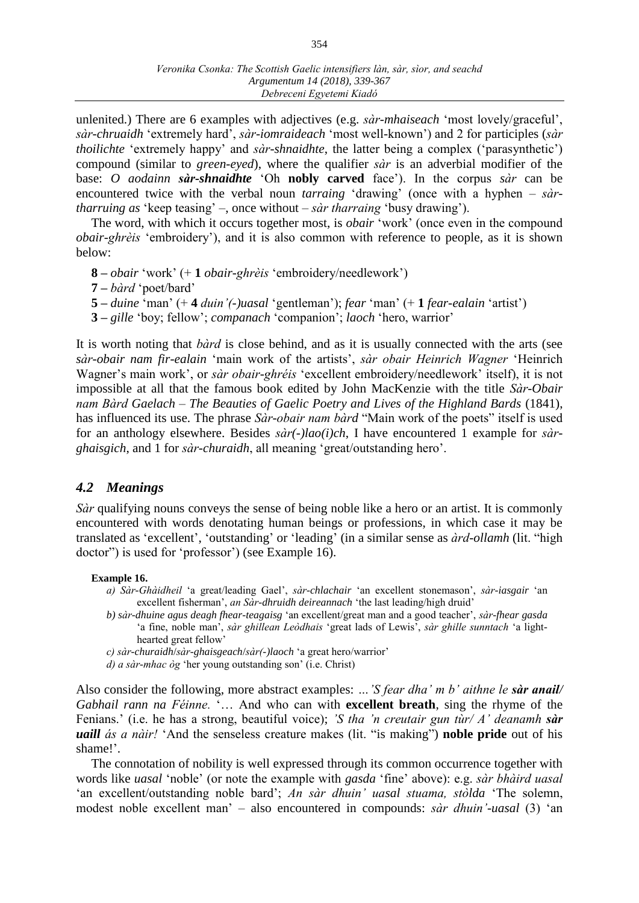unlenited.) There are 6 examples with adjectives (e.g. *sàr-mhaiseach* 'most lovely/graceful', *sàr-chruaidh* 'extremely hard', *sàr-iomraideach* 'most well-known') and 2 for participles (*sàr thoilichte* 'extremely happy' and *sàr-shnaidhte*, the latter being a complex ('parasynthetic') compound (similar to *green-eyed*), where the qualifier *sàr* is an adverbial modifier of the base: *O aodainn **sàr-shnaidhte*** 'Oh **nobly carved** face'). In the corpus *sàr* can be encountered twice with the verbal noun *tarraing* 'drawing' (once with a hyphen – *sàr-tharruing as* 'keep teasing' –, once without – *sàr tharraing* 'busy drawing').

The word, with which it occurs together most, is *obair* 'work' (once even in the compound *obair-ghrèis* 'embroidery'), and it is also common with reference to people, as it is shown below:

**8 –** *obair* 'work' (+ **1** *obair-ghrèis* 'embroidery/needlework')
**7 –** *bàrd* 'poet/bard'
**5 –** *duine* 'man' (+ **4** *duin'(-)uasal* 'gentleman'); *fear* 'man' (+ **1** *fear-ealain* 'artist')
**3 –** *gille* 'boy; fellow'; *companach* 'companion'; *laoch* 'hero, warrior'

It is worth noting that *bàrd* is close behind, and as it is usually connected with the arts (see *sàr-obair nam fir-ealain* 'main work of the artists', *sàr obair Heinrich Wagner* 'Heinrich Wagner's main work', or *sàr obair-ghréis* 'excellent embroidery/needlework' itself), it is not impossible at all that the famous book edited by John MacKenzie with the title *Sàr-Obair nam Bàrd Gaelach – The Beauties of Gaelic Poetry and Lives of the Highland Bards* (1841), has influenced its use. The phrase *Sàr-obair nam bàrd* "Main work of the poets" itself is used for an anthology elsewhere. Besides *sàr(-)lao(i)ch*, I have encountered 1 example for *sàr-ghaisgich*, and 1 for *sàr-churaidh*, all meaning 'great/outstanding hero'.

### *4.2 Meanings*

*Sàr* qualifying nouns conveys the sense of being noble like a hero or an artist. It is commonly encountered with words denoting human beings or professions, in which case it may be translated as 'excellent', 'outstanding' or 'leading' (in a similar sense as *àrd-ollamh* (lit. "high doctor") is used for 'professor') (see Example 16).

**Example 16.**

*a) Sàr-Ghàidheil* 'a great/leading Gael', *sàr-chlachair* 'an excellent stonemason', *sàr-iasgair* 'an excellent fisherman', *an Sàr-dhruidh deireannach* 'the last leading/high druid'
*b) sàr-dhuine agus deagh fhear-teagaisg* 'an excellent/great man and a good teacher', *sàr-fhear gasda* 'a fine, noble man', *sàr ghillean Leòdhais* 'great lads of Lewis', *sàr ghille sunntach* 'a light-hearted great fellow'
*c) sàr-churaidh/sàr-ghaisgeach/sàr(-)laoch* 'a great hero/warrior'
*d) a sàr-mhac òg* 'her young outstanding son' (i.e. Christ)

Also consider the following, more abstract examples: *...'S fear dha' m b' aithne le **sàr anail**/ Gabhail rann na Féinne.* '… And who can with **excellent breath**, sing the rhyme of the Fenians.' (i.e. he has a strong, beautiful voice); *'S tha 'n creutair gun tùr/ A' deanamh **sàr uaill** ás a nàir!* 'And the senseless creature makes (lit. "is making") **noble pride** out of his shame!'.

The connotation of nobility is well expressed through its common occurrence together with words like *uasal* 'noble' (or note the example with *gasda* 'fine' above): e.g. *sàr bhàird uasal* 'an excellent/outstanding noble bard'; *An sàr dhuin' uasal stuama, stòlda* 'The solemn, modest noble excellent man' – also encountered in compounds: *sàr dhuin'-uasal* (3) 'an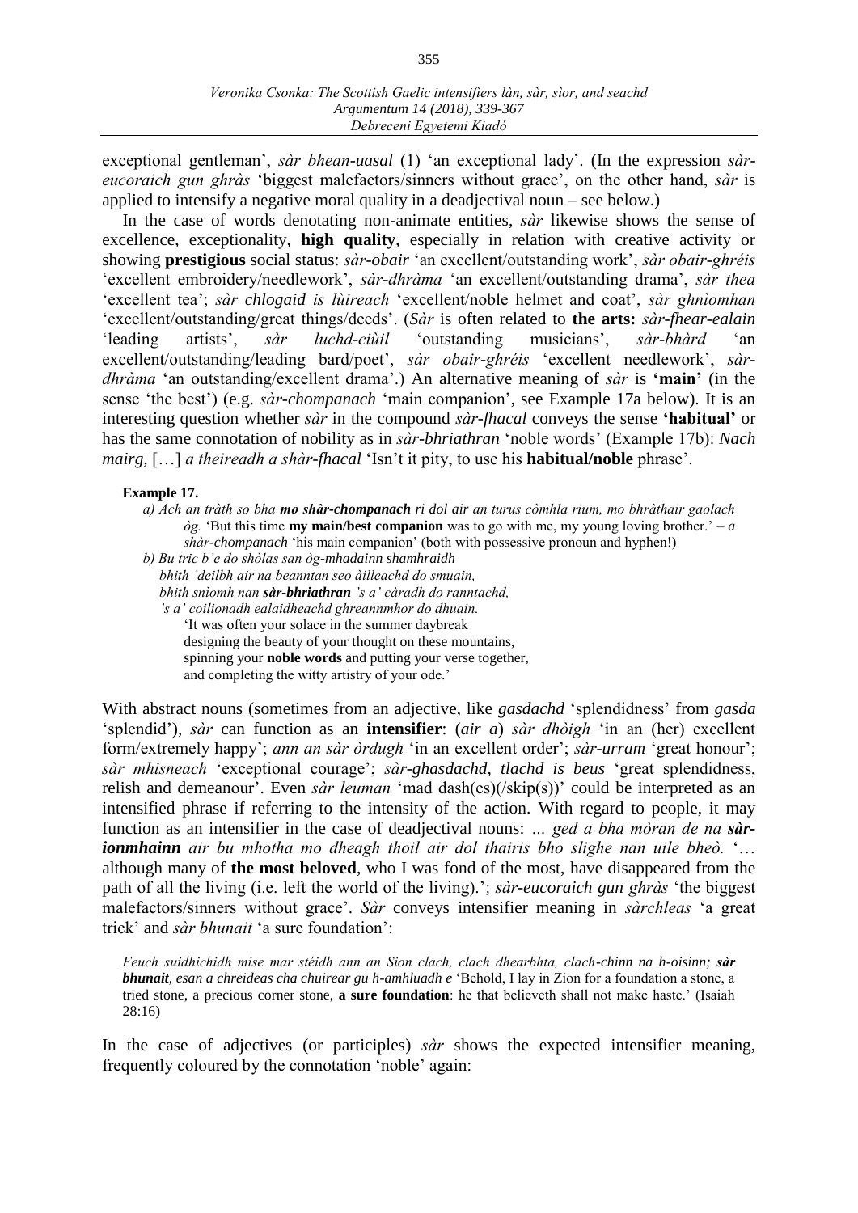exceptional gentleman', *sàr bhean-uasal* (1) 'an exceptional lady'. (In the expression *sàr-eucoraich gun ghràs* 'biggest malefactors/sinners without grace', on the other hand, *sàr* is applied to intensify a negative moral quality in a deadjectival noun – see below.)

In the case of words denoting non-animate entities, *sàr* likewise shows the sense of excellence, exceptionality, **high quality**, especially in relation with creative activity or showing **prestigious** social status: *sàr-obair* 'an excellent/outstanding work', *sàr obair-ghréis* 'excellent embroidery/needlework', *sàr-dhràma* 'an excellent/outstanding drama', *sàr thea* 'excellent tea'; *sàr chlogaid is lùireach* 'excellent/noble helmet and coat', *sàr ghnìomhan* 'excellent/outstanding/great things/deeds'. (*Sàr* is often related to **the arts:** *sàr-fhear-ealain* 'leading artists', *sàr luchd-ciùil* 'outstanding musicians', *sàr-bhàrd* 'an excellent/outstanding/leading bard/poet', *sàr obair-ghréis* 'excellent needlework', *sàr-dhràma* 'an outstanding/excellent drama'.) An alternative meaning of *sàr* is **'main'** (in the sense 'the best') (e.g. *sàr-chompanach* 'main companion', see Example 17a below). It is an interesting question whether *sàr* in the compound *sàr-fhacal* conveys the sense **'habitual'** or has the same connotation of nobility as in *sàr-bhriathran* 'noble words' (Example 17b): *Nach mairg,* […] *a theireadh a shàr-fhacal* 'Isn't it pity, to use his **habitual/noble** phrase'.

**Example 17.**

*a) Ach an tràth so bha* ***mo shàr-chompanach*** *ri dol air an turus còmhla rium, mo bhràthair gaolach òg.* 'But this time **my main/best companion** was to go with me, my young loving brother.' – *a shàr-chompanach* 'his main companion' (both with possessive pronoun and hyphen!)

*b) Bu tric b'e do shòlas san òg-mhadainn shamhraidh*
*bhith 'deilbh air na beanntan seo àilleachd do smuain,*
*bhith snìomh nan* ***sàr-bhriathran*** *'s a' càradh do ranntachd,*
*'s a' coilionadh ealaidheachd ghreannmhor do dhuain.*
'It was often your solace in the summer daybreak
designing the beauty of your thought on these mountains,
spinning your **noble words** and putting your verse together,
and completing the witty artistry of your ode.'

With abstract nouns (sometimes from an adjective, like *gasdachd* 'splendidness' from *gasda* 'splendid'), *sàr* can function as an **intensifier**: (*air a*) *sàr dhòigh* 'in an (her) excellent form/extremely happy'; *ann an sàr òrdugh* 'in an excellent order'; *sàr-urram* 'great honour'; *sàr mhisneach* 'exceptional courage'; *sàr-ghasdachd, tlachd is beus* 'great splendidness, relish and demeanour'. Even *sàr leuman* 'mad dash(es)(/skip(s))' could be interpreted as an intensified phrase if referring to the intensity of the action. With regard to people, it may function as an intensifier in the case of deadjectival nouns: *... ged a bha mòran de na* ***sàr-ionmhainn*** *air bu mhotha mo dheagh thoil air dol thairis bho slighe nan uile bheò.* '… although many of **the most beloved**, who I was fond of the most, have disappeared from the path of all the living (i.e. left the world of the living).'; *sàr-eucoraich gun ghràs* 'the biggest malefactors/sinners without grace'. *Sàr* conveys intensifier meaning in *sàrchleas* 'a great trick' and *sàr bhunait* 'a sure foundation':

*Feuch suidhichidh mise mar stéidh ann an Sion clach, clach dhearbhta, clach-chinn na h-oisinn;* ***sàr bhunait****, esan a chreideas cha chuirear gu h-amhluadh e* 'Behold, I lay in Zion for a foundation a stone, a tried stone, a precious corner stone, **a sure foundation**: he that believeth shall not make haste.' (Isaiah 28:16)

In the case of adjectives (or participles) *sàr* shows the expected intensifier meaning, frequently coloured by the connotation 'noble' again: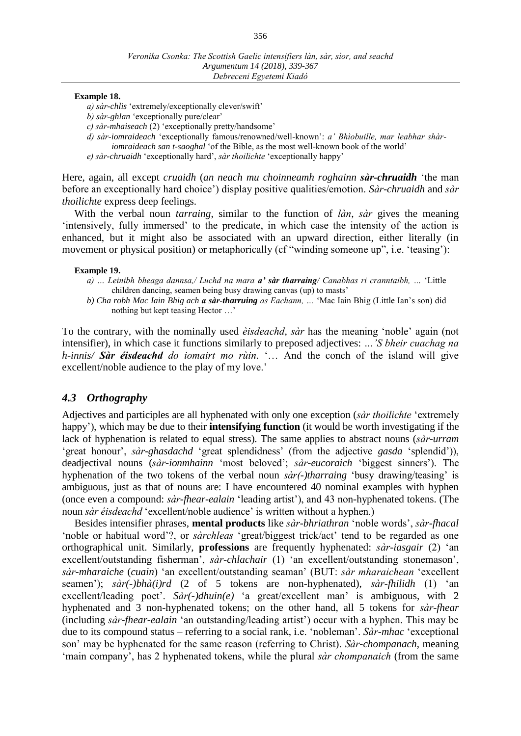**Example 18.**

*a) sàr-chlis* 'extremely/exceptionally clever/swift'

*b) sàr-ghlan* 'exceptionally pure/clear'

*c) sàr-mhaiseach* (2) 'exceptionally pretty/handsome'

*d) sàr-iomraideach* 'exceptionally famous/renowned/well-known': *a' Bhìobuille, mar leabhar shàr-iomraideach san t-saoghal* 'of the Bible, as the most well-known book of the world'

*e) sàr-chruaidh* 'exceptionally hard', *sàr thoilichte* 'exceptionally happy'

Here, again, all except *cruaidh* (*an neach mu choinneamh roghainn **sàr-chruaidh*** 'the man before an exceptionally hard choice') display positive qualities/emotion. *Sàr-chruaidh* and *sàr thoilichte* express deep feelings.

With the verbal noun *tarraing*, similar to the function of *làn*, *sàr* gives the meaning 'intensively, fully immersed' to the predicate, in which case the intensity of the action is enhanced, but it might also be associated with an upward direction, either literally (in movement or physical position) or metaphorically (cf "winding someone up", i.e. 'teasing'):

**Example 19.**

*a) … Leinibh bheaga dannsa,/ Luchd na mara **a' sàr tharraing**/ Canabhas ri cranntaibh, …* 'Little children dancing, seamen being busy drawing canvas (up) to masts'

*b) Cha robh Mac Iain Bhig ach **a sàr-tharruing** as Eachann, …* 'Mac Iain Bhig (Little Ian's son) did nothing but kept teasing Hector …'

To the contrary, with the nominally used *èisdeachd*, *sàr* has the meaning 'noble' again (not intensifier), in which case it functions similarly to preposed adjectives: *…'S bheir cuachag na h-innis/ **Sàr éisdeachd** do iomairt mo rùin.* '… And the conch of the island will give excellent/noble audience to the play of my love.'

### *4.3 Orthography*

Adjectives and participles are all hyphenated with only one exception (*sàr thoilichte* 'extremely happy'), which may be due to their **intensifying function** (it would be worth investigating if the lack of hyphenation is related to equal stress). The same applies to abstract nouns (*sàr-urram* 'great honour', *sàr-ghasdachd* 'great splendidness' (from the adjective *gasda* 'splendid')), deadjectival nouns (*sàr-ionmhainn* 'most beloved'; *sàr-eucoraich* 'biggest sinners'). The hyphenation of the two tokens of the verbal noun *sàr(-)tharraing* 'busy drawing/teasing' is ambiguous, just as that of nouns are: I have encountered 40 nominal examples with hyphen (once even a compound: *sàr-fhear-ealain* 'leading artist'), and 43 non-hyphenated tokens. (The noun *sàr éisdeachd* 'excellent/noble audience' is written without a hyphen.)

Besides intensifier phrases, **mental products** like *sàr-bhriathran* 'noble words', *sàr-fhacal* 'noble or habitual word'?, or *sàrchleas* 'great/biggest trick/act' tend to be regarded as one orthographical unit. Similarly, **professions** are frequently hyphenated: *sàr-iasgair* (2) 'an excellent/outstanding fisherman', *sàr-chlachair* (1) 'an excellent/outstanding stonemason', *sàr-mharaiche* (*cuain*) 'an excellent/outstanding seaman' (BUT: *sàr mharaichean* 'excellent seamen'); *sàr(-)bhà(i)rd* (2 of 5 tokens are non-hyphenated), *sàr-fhilidh* (1) 'an excellent/leading poet'. *Sàr(-)dhuin(e)* 'a great/excellent man' is ambiguous, with 2 hyphenated and 3 non-hyphenated tokens; on the other hand, all 5 tokens for *sàr-fhear* (including *sàr-fhear-ealain* 'an outstanding/leading artist') occur with a hyphen. This may be due to its compound status – referring to a social rank, i.e. 'nobleman'. *Sàr-mhac* 'exceptional son' may be hyphenated for the same reason (referring to Christ). *Sàr-chompanach*, meaning 'main company', has 2 hyphenated tokens, while the plural *sàr chompanaich* (from the same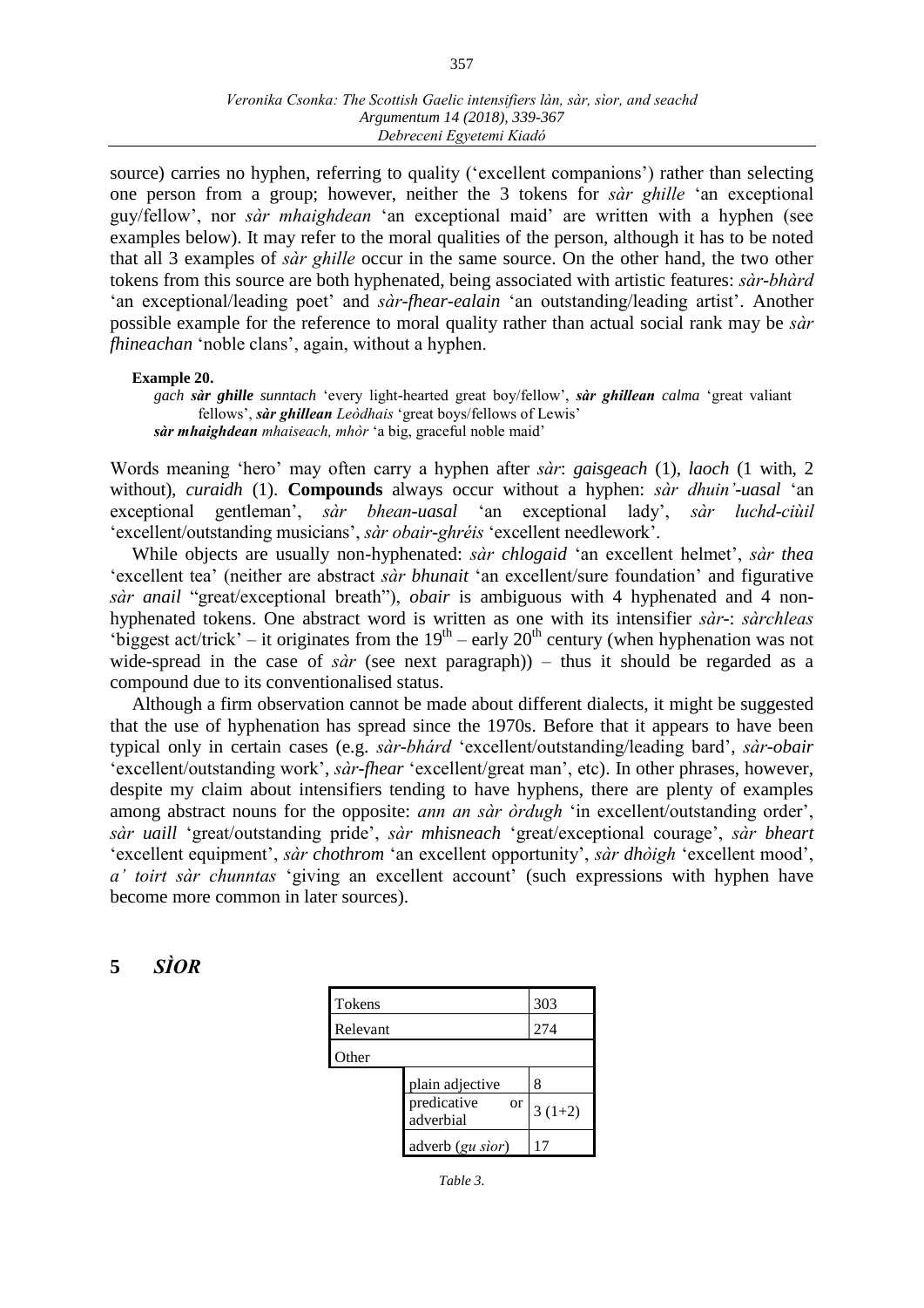source) carries no hyphen, referring to quality ('excellent companions') rather than selecting one person from a group; however, neither the 3 tokens for *sàr ghille* 'an exceptional guy/fellow', nor *sàr mhaighdean* 'an exceptional maid' are written with a hyphen (see examples below). It may refer to the moral qualities of the person, although it has to be noted that all 3 examples of *sàr ghille* occur in the same source. On the other hand, the two other tokens from this source are both hyphenated, being associated with artistic features: *sàr-bhàrd* 'an exceptional/leading poet' and *sàr-fhear-ealain* 'an outstanding/leading artist'. Another possible example for the reference to moral quality rather than actual social rank may be *sàr fhineachan* 'noble clans', again, without a hyphen.

**Example 20.**

*gach **sàr ghille** sunntach* 'every light-hearted great boy/fellow', ***sàr ghillean** calma* 'great valiant fellows', ***sàr ghillean** Leòdhais* 'great boys/fellows of Lewis'
***sàr mhaighdean** mhaiseach, mhòr* 'a big, graceful noble maid'

Words meaning 'hero' may often carry a hyphen after *sàr*: *gaisgeach* (1), *laoch* (1 with, 2 without), *curaidh* (1). **Compounds** always occur without a hyphen: *sàr dhuin'-uasal* 'an exceptional gentleman', *sàr bhean-uasal* 'an exceptional lady', *sàr luchd-ciùil* 'excellent/outstanding musicians', *sàr obair-ghréis* 'excellent needlework'.

While objects are usually non-hyphenated: *sàr chlogaid* 'an excellent helmet', *sàr thea* 'excellent tea' (neither are abstract *sàr bhunait* 'an excellent/sure foundation' and figurative *sàr anail* "great/exceptional breath"), *obair* is ambiguous with 4 hyphenated and 4 non-hyphenated tokens. One abstract word is written as one with its intensifier *sàr*-: *sàrchleas* 'biggest act/trick' – it originates from the 19th – early 20th century (when hyphenation was not wide-spread in the case of *sàr* (see next paragraph)) – thus it should be regarded as a compound due to its conventionalised status.

Although a firm observation cannot be made about different dialects, it might be suggested that the use of hyphenation has spread since the 1970s. Before that it appears to have been typical only in certain cases (e.g. *sàr-bhárd* 'excellent/outstanding/leading bard', *sàr-obair* 'excellent/outstanding work', *sàr-fhear* 'excellent/great man', etc). In other phrases, however, despite my claim about intensifiers tending to have hyphens, there are plenty of examples among abstract nouns for the opposite: *ann an sàr òrdugh* 'in excellent/outstanding order', *sàr uaill* 'great/outstanding pride', *sàr mhisneach* 'great/exceptional courage', *sàr bheart* 'excellent equipment', *sàr chothrom* 'an excellent opportunity', *sàr dhòigh* 'excellent mood', *a' toirt sàr chunntas* 'giving an excellent account' (such expressions with hyphen have become more common in later sources).

## 5 *SÌOR*

| Tokens | | 303 |
|---|---|---|
| Relevant | | 274 |
| Other | | |
| | plain adjective | 8 |
| | predicative or adverbial | 3 (1+2) |
| | adverb (*gu sìor*) | 17 |

*Table 3.*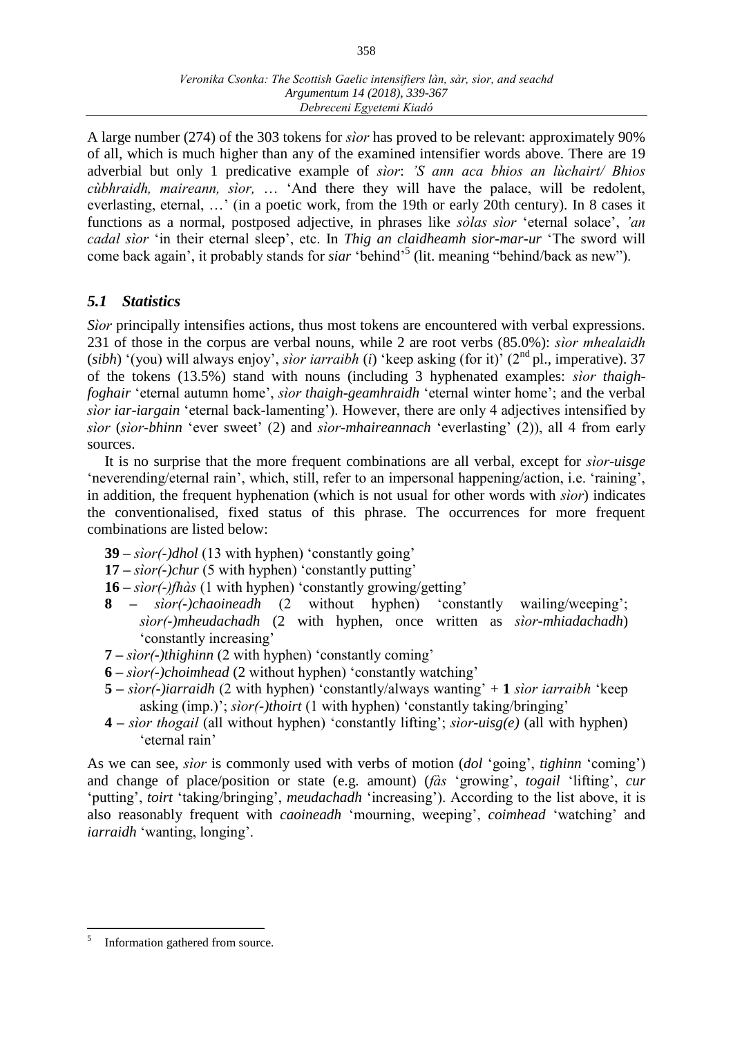A large number (274) of the 303 tokens for *sìor* has proved to be relevant: approximately 90% of all, which is much higher than any of the examined intensifier words above. There are 19 adverbial but only 1 predicative example of *sìor*: *'S ann aca bhios an lùchairt/ Bhios cùbhraidh, maireann, sìor,* … 'And there they will have the palace, will be redolent, everlasting, eternal, …' (in a poetic work, from the 19th or early 20th century). In 8 cases it functions as a normal, postposed adjective, in phrases like *sòlas sìor* 'eternal solace', *'an cadal sìor* 'in their eternal sleep', etc. In *Thig an claidheamh sìor-mar-ur* 'The sword will come back again', it probably stands for *siar* 'behind'[5] (lit. meaning "behind/back as new").

## *5.1 Statistics*

*Sìor* principally intensifies actions, thus most tokens are encountered with verbal expressions. 231 of those in the corpus are verbal nouns, while 2 are root verbs (85.0%): *sìor mhealaidh* (*sibh*) '(you) will always enjoy', *sìor iarraibh* (*i*) 'keep asking (for it)' (2nd pl., imperative). 37 of the tokens (13.5%) stand with nouns (including 3 hyphenated examples: *sìor thaigh-foghair* 'eternal autumn home', *sìor thaigh-geamhraidh* 'eternal winter home'; and the verbal *sìor iar-iargain* 'eternal back-lamenting'). However, there are only 4 adjectives intensified by *sìor* (*sìor-bhinn* 'ever sweet' (2) and *sìor-mhaireannach* 'everlasting' (2)), all 4 from early sources.

It is no surprise that the more frequent combinations are all verbal, except for *sìor-uisge* 'neverending/eternal rain', which, still, refer to an impersonal happening/action, i.e. 'raining', in addition, the frequent hyphenation (which is not usual for other words with *sìor*) indicates the conventionalised, fixed status of this phrase. The occurrences for more frequent combinations are listed below:

- **39 –** *sìor(-)dhol* (13 with hyphen) 'constantly going'
- **17 –** *sìor(-)chur* (5 with hyphen) 'constantly putting'
- **16 –** *sìor(-)fhàs* (1 with hyphen) 'constantly growing/getting'
- **8 –** *sìor(-)chaoineadh* (2 without hyphen) 'constantly wailing/weeping'; *sìor(-)mheudachadh* (2 with hyphen, once written as *sìor-mhiadachadh*) 'constantly increasing'
- **7 –** *sìor(-)thighinn* (2 with hyphen) 'constantly coming'
- **6 –** *sìor(-)choimhead* (2 without hyphen) 'constantly watching'
- **5 –** *sìor(-)iarraidh* (2 with hyphen) 'constantly/always wanting' + **1** *sìor iarraibh* 'keep asking (imp.)'; *sìor(-)thoirt* (1 with hyphen) 'constantly taking/bringing'
- **4 –** *sìor thogail* (all without hyphen) 'constantly lifting'; *sìor-uisg(e)* (all with hyphen) 'eternal rain'

As we can see, *sìor* is commonly used with verbs of motion (*dol* 'going', *tighinn* 'coming') and change of place/position or state (e.g. amount) (*fàs* 'growing', *togail* 'lifting', *cur* 'putting', *toirt* 'taking/bringing', *meudachadh* 'increasing'). According to the list above, it is also reasonably frequent with *caoineadh* 'mourning, weeping', *coimhead* 'watching' and *iarraidh* 'wanting, longing'.

---

[5] Information gathered from source.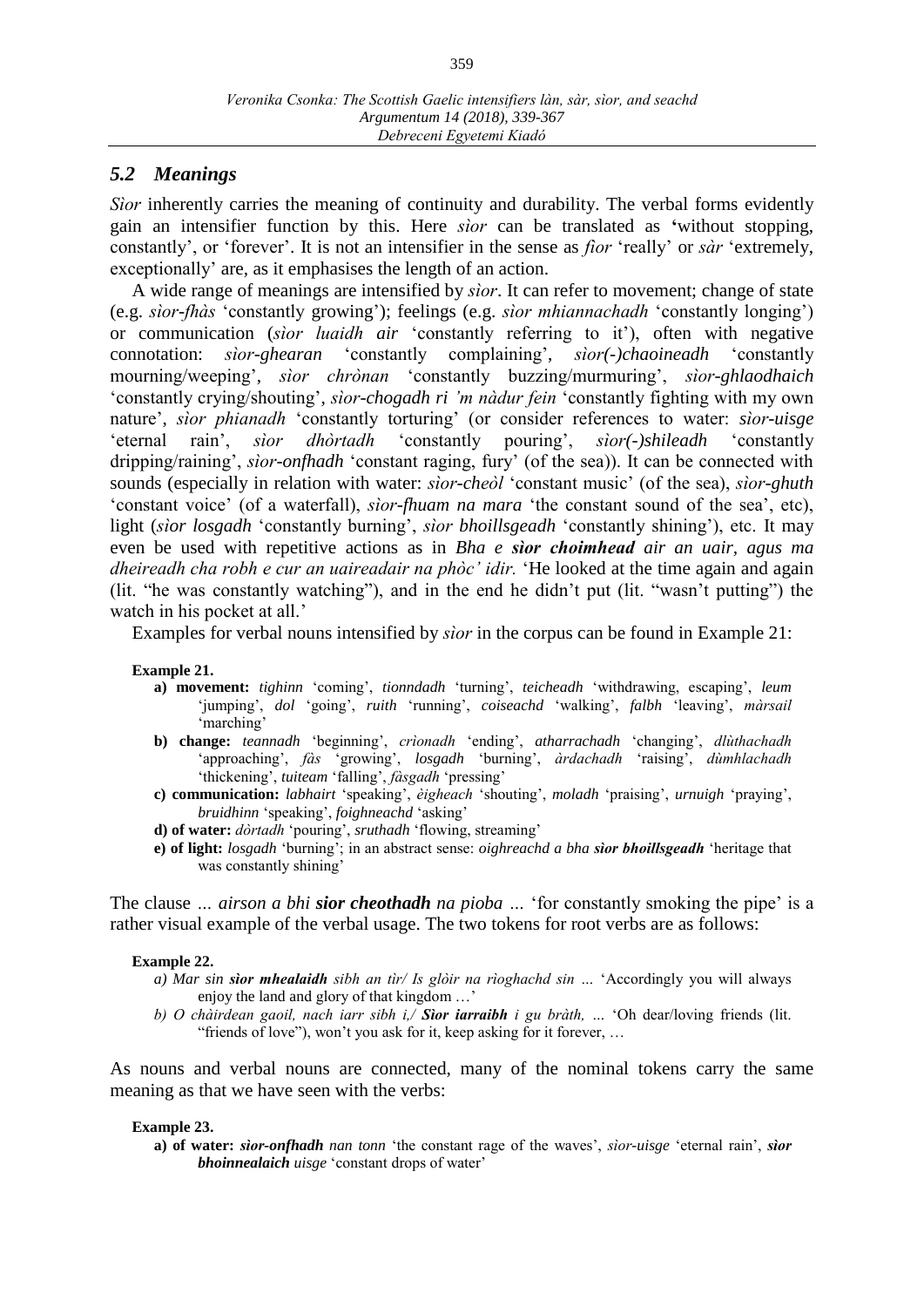## *5.2 Meanings*

*Sìor* inherently carries the meaning of continuity and durability. The verbal forms evidently gain an intensifier function by this. Here *sìor* can be translated as **'**without stopping, constantly', or 'forever'. It is not an intensifier in the sense as *fìor* 'really' or *sàr* 'extremely, exceptionally' are, as it emphasises the length of an action.

A wide range of meanings are intensified by *sìor*. It can refer to movement; change of state (e.g. *sìor-fhàs* 'constantly growing'); feelings (e.g. *sìor mhiannachadh* 'constantly longing') or communication (*sìor luaidh air* 'constantly referring to it'), often with negative connotation: *sìor-ghearan* 'constantly complaining', *sìor(-)chaoineadh* 'constantly mourning/weeping', *sìor chrònan* 'constantly buzzing/murmuring', *sìor-ghlaodhaich* 'constantly crying/shouting', *sìor-chogadh ri 'm nàdur fein* 'constantly fighting with my own nature', *sìor phianadh* 'constantly torturing' (or consider references to water: *sìor-uisge* 'eternal rain', *sìor dhòrtadh* 'constantly pouring', *sìor(-)shileadh* 'constantly dripping/raining', *sìor-onfhadh* 'constant raging, fury' (of the sea)). It can be connected with sounds (especially in relation with water: *sìor-cheòl* 'constant music' (of the sea), *sìor-ghuth* 'constant voice' (of a waterfall), *sìor-fhuam na mara* 'the constant sound of the sea', etc), light (*sìor losgadh* 'constantly burning', *sìor bhoillsgeadh* 'constantly shining'), etc. It may even be used with repetitive actions as in *Bha e* ***sìor choimhead*** *air an uair, agus ma dheireadh cha robh e cur an uaireadair na phòc' idir.* 'He looked at the time again and again (lit. "he was constantly watching"), and in the end he didn't put (lit. "wasn't putting") the watch in his pocket at all.'

Examples for verbal nouns intensified by *sìor* in the corpus can be found in Example 21:

**Example 21.**

- **a) movement:** *tighinn* 'coming', *tionndadh* 'turning', *teicheadh* 'withdrawing, escaping', *leum* 'jumping', *dol* 'going', *ruith* 'running', *coiseachd* 'walking', *falbh* 'leaving', *màrsail* 'marching'
- **b) change:** *teannadh* 'beginning', *crìonadh* 'ending', *atharrachadh* 'changing', *dlùthachadh* 'approaching', *fàs* 'growing', *losgadh* 'burning', *àrdachadh* 'raising', *dùmhlachadh* 'thickening', *tuiteam* 'falling', *fàsgadh* 'pressing'
- **c) communication:** *labhairt* 'speaking', *èigheach* 'shouting', *moladh* 'praising', *urnuigh* 'praying', *bruidhinn* 'speaking', *foighneachd* 'asking'
- **d) of water:** *dòrtadh* 'pouring', *sruthadh* 'flowing, streaming'
- **e) of light:** *losgadh* 'burning'; in an abstract sense: *oighreachd a bha* ***sìor bhoillsgeadh*** 'heritage that was constantly shining'

The clause *… airson a bhi* ***sior cheothadh*** *na pioba …* 'for constantly smoking the pipe' is a rather visual example of the verbal usage. The two tokens for root verbs are as follows:

**Example 22.**

- *a) Mar sin* ***sìor mhealaidh*** *sibh an tìr/ Is glòir na rìoghachd sin …* 'Accordingly you will always enjoy the land and glory of that kingdom …'
- *b) O chàirdean gaoil, nach iarr sibh i,/* ***Sìor iarraibh*** *i gu bràth, …* 'Oh dear/loving friends (lit. "friends of love"), won't you ask for it, keep asking for it forever, …

As nouns and verbal nouns are connected, many of the nominal tokens carry the same meaning as that we have seen with the verbs:

**Example 23.**

- **a) of water:** ***sìor-onfhadh*** *nan tonn* 'the constant rage of the waves', *sìor-uisge* 'eternal rain', ***sìor bhoinnealaich*** *uisge* 'constant drops of water'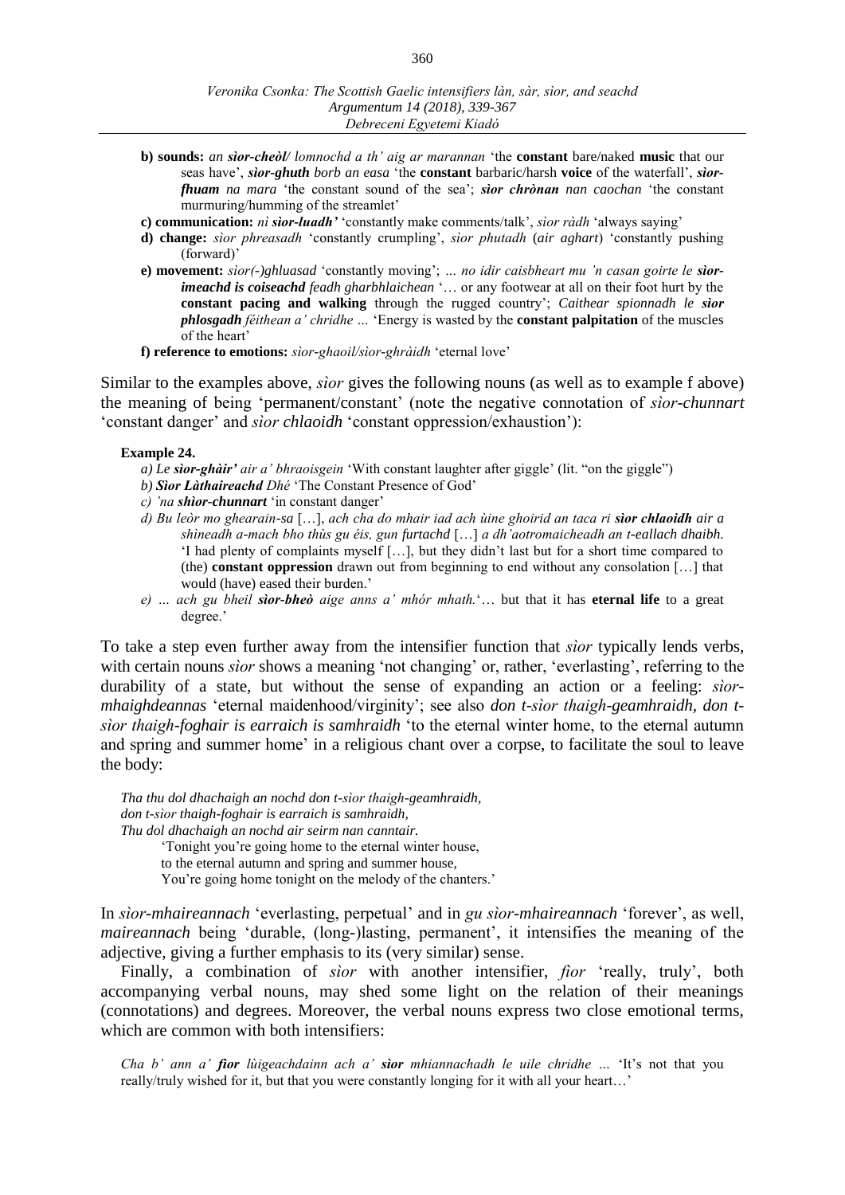- **b) sounds:** *an **sìor-cheòl**/ lomnochd a th' aig ar marannan* 'the **constant** bare/naked **music** that our seas have', ***sìor-ghuth** borb an easa* 'the **constant** barbaric/harsh **voice** of the waterfall', ***sìor-fhuam** na mara* 'the constant sound of the sea'; ***sìor chrònan** nan caochan* 'the constant murmuring/humming of the streamlet'
- **c) communication:** *nì **sìor-luadh'*** 'constantly make comments/talk', *sìor ràdh* 'always saying'
- **d) change:** *sìor phreasadh* 'constantly crumpling', *sìor phutadh* (*air aghart*) 'constantly pushing (forward)'
- **e) movement:** *sìor(-)ghluasad* 'constantly moving'; *… no idir caisbheart mu 'n casan goirte le **sìor-imeachd is coiseachd** feadh gharbhlaichean* '… or any footwear at all on their foot hurt by the **constant pacing and walking** through the rugged country'; *Caithear spionnadh le **sìor phlosgadh** féithean a' chridhe …* 'Energy is wasted by the **constant palpitation** of the muscles of the heart'
- **f) reference to emotions:** *sìor-ghaoil/sìor-ghràidh* 'eternal love'

Similar to the examples above, *sìor* gives the following nouns (as well as to example f above) the meaning of being 'permanent/constant' (note the negative connotation of *sìor-chunnart* 'constant danger' and *sìor chlaoidh* 'constant oppression/exhaustion'):

**Example 24.**

*a) Le **sìor-ghàir'** air a' bhraoisgein* 'With constant laughter after giggle' (lit. "on the giggle")

*b) **Sìor Làthaireachd** Dhé* 'The Constant Presence of God'

*c) 'na **shìor-chunnart*** 'in constant danger'

*d) Bu leòr mo ghearain-sa* […], *ach cha do mhair iad ach ùine ghoirid an taca ri **sìor chlaoidh** air a shìneadh a-mach bho thùs gu éis, gun furtachd* […] *a dh'aotromaicheadh an t-eallach dhaibh.* 'I had plenty of complaints myself […], but they didn't last but for a short time compared to (the) **constant oppression** drawn out from beginning to end without any consolation […] that would (have) eased their burden.'

*e) … ach gu bheil **sìor-bheò** aige anns a' mhór mhath.*'… but that it has **eternal life** to a great degree.'

To take a step even further away from the intensifier function that *sìor* typically lends verbs, with certain nouns *sìor* shows a meaning 'not changing' or, rather, 'everlasting', referring to the durability of a state, but without the sense of expanding an action or a feeling: *sìor-mhaighdeannas* 'eternal maidenhood/virginity'; see also *don t-sìor thaigh-geamhraidh, don t-sìor thaigh-foghair is earraich is samhraidh* 'to the eternal winter home, to the eternal autumn and spring and summer home' in a religious chant over a corpse, to facilitate the soul to leave the body:

*Tha thu dol dhachaigh an nochd don t-sìor thaigh-geamhraidh,*
*don t-sìor thaigh-foghair is earraich is samhraidh,*
*Thu dol dhachaigh an nochd air seirm nan canntair.*
'Tonight you're going home to the eternal winter house,
to the eternal autumn and spring and summer house,
You're going home tonight on the melody of the chanters.'

In *sìor-mhaireannach* 'everlasting, perpetual' and in *gu sìor-mhaireannach* 'forever', as well, *maireannach* being 'durable, (long-)lasting, permanent', it intensifies the meaning of the adjective, giving a further emphasis to its (very similar) sense.

Finally, a combination of *sìor* with another intensifier, *fìor* 'really, truly', both accompanying verbal nouns, may shed some light on the relation of their meanings (connotations) and degrees. Moreover, the verbal nouns express two close emotional terms, which are common with both intensifiers:

*Cha b' ann a' **fìor** lùigeachdainn ach a' **sìor** mhiannachadh le uile chridhe ...* 'It's not that you really/truly wished for it, but that you were constantly longing for it with all your heart…'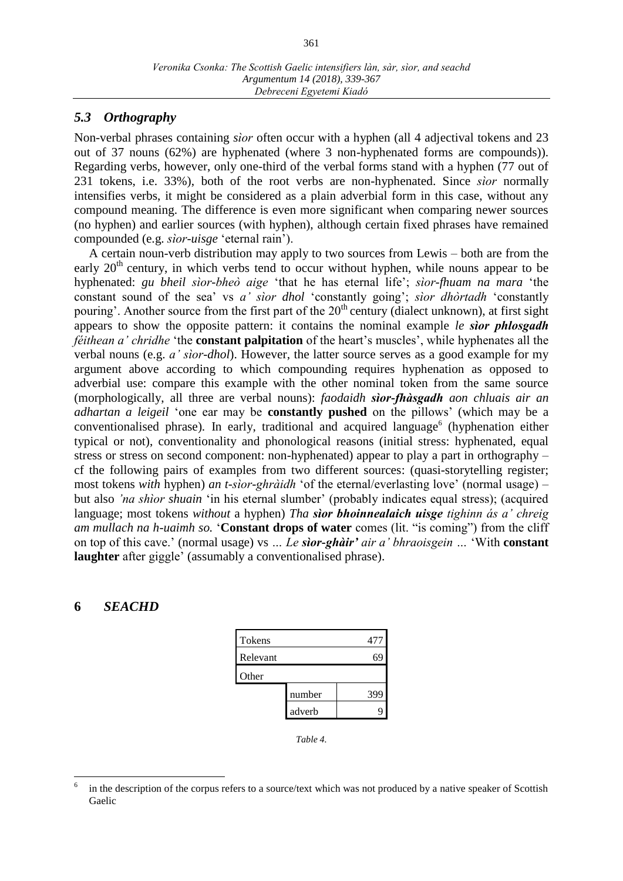### *5.3 Orthography*

Non-verbal phrases containing *sìor* often occur with a hyphen (all 4 adjectival tokens and 23 out of 37 nouns (62%) are hyphenated (where 3 non-hyphenated forms are compounds)). Regarding verbs, however, only one-third of the verbal forms stand with a hyphen (77 out of 231 tokens, i.e. 33%), both of the root verbs are non-hyphenated. Since *sìor* normally intensifies verbs, it might be considered as a plain adverbial form in this case, without any compound meaning. The difference is even more significant when comparing newer sources (no hyphen) and earlier sources (with hyphen), although certain fixed phrases have remained compounded (e.g. *sìor-uisge* 'eternal rain').

A certain noun-verb distribution may apply to two sources from Lewis – both are from the early 20th century, in which verbs tend to occur without hyphen, while nouns appear to be hyphenated: *gu bheil sìor-bheò aige* 'that he has eternal life'; *sìor-fhuam na mara* 'the constant sound of the sea' vs *a' sìor dhol* 'constantly going'; *sìor dhòrtadh* 'constantly pouring'. Another source from the first part of the 20th century (dialect unknown), at first sight appears to show the opposite pattern: it contains the nominal example *le* ***sìor phlosgadh*** *féithean a' chridhe* 'the **constant palpitation** of the heart's muscles', while hyphenates all the verbal nouns (e.g. *a' sìor-dhol*). However, the latter source serves as a good example for my argument above according to which compounding requires hyphenation as opposed to adverbial use: compare this example with the other nominal token from the same source (morphologically, all three are verbal nouns): *faodaidh* ***sìor-fhàsgadh*** *aon chluais air an adhartan a leigeil* 'one ear may be **constantly pushed** on the pillows' (which may be a conventionalised phrase). In early, traditional and acquired language[6] (hyphenation either typical or not), conventionality and phonological reasons (initial stress: hyphenated, equal stress or stress on second component: non-hyphenated) appear to play a part in orthography – cf the following pairs of examples from two different sources: (quasi-storytelling register; most tokens *with* hyphen) *an t-sìor-ghràidh* 'of the eternal/everlasting love' (normal usage) – but also *'na shìor shuain* 'in his eternal slumber' (probably indicates equal stress); (acquired language; most tokens *without* a hyphen) *Tha* ***sìor bhoinnealaich uisge*** *tighinn ás a' chreig am mullach na h-uaimh so.* '**Constant drops of water** comes (lit. "is coming") from the cliff on top of this cave.' (normal usage) vs *... Le* ***sìor-ghàir'*** *air a' bhraoisgein ...* 'With **constant laughter** after giggle' (assumably a conventionalised phrase).

## 6 *SEACHD*

| Tokens | | 477 |
|---|---|---|
| Relevant | | 69 |
| Other | | |
| | number | 399 |
| | adverb | 9 |

*Table 4.*

[6] in the description of the corpus refers to a source/text which was not produced by a native speaker of Scottish Gaelic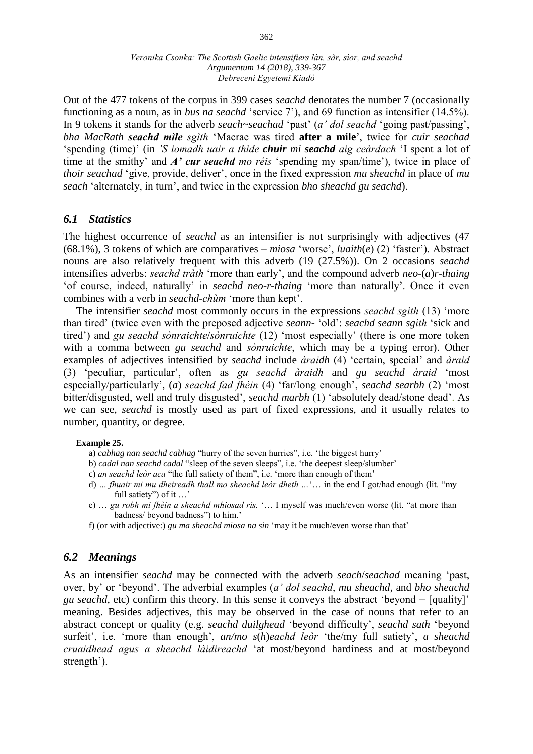Out of the 477 tokens of the corpus in 399 cases *seachd* denotates the number 7 (occasionally functioning as a noun, as in *bus na seachd* 'service 7'), and 69 function as intensifier (14.5%). In 9 tokens it stands for the adverb *seach~seachad* 'past' (*a' dol seachd* 'going past/passing', *bha MacRath **seachd mìle** sgìth* 'Macrae was tired **after a mile**', twice for *cuir seachad* 'spending (time)' (in *'S iomadh uair a thìde **chuir** mi **seachd** aig ceàrdach* 'I spent a lot of time at the smithy' and ***A' cur seachd** mo réis* 'spending my span/time'), twice in place of *thoir seachad* 'give, provide, deliver', once in the fixed expression *mu sheachd* in place of *mu seach* 'alternately, in turn', and twice in the expression *bho sheachd gu seachd*).

## 6.1 Statistics

The highest occurrence of *seachd* as an intensifier is not surprisingly with adjectives (47 (68.1%), 3 tokens of which are comparatives – *miosa* 'worse', *luaith*(*e*) (2) 'faster'). Abstract nouns are also relatively frequent with this adverb (19 (27.5%)). On 2 occasions *seachd* intensifies adverbs: *seachd tràth* 'more than early', and the compound adverb *neo*-(*a*)*r*-*thaing* 'of course, indeed, naturally' in *seachd neo-r-thaing* 'more than naturally'. Once it even combines with a verb in *seachd-chùm* 'more than kept'.

The intensifier *seachd* most commonly occurs in the expressions *seachd sgìth* (13) 'more than tired' (twice even with the preposed adjective *seann*- 'old': *seachd seann sgìth* 'sick and tired') and *gu seachd sònraichte*/*sònruichte* (12) 'most especially' (there is one more token with a comma between *gu seachd* and *sònruichte*, which may be a typing error). Other examples of adjectives intensified by *seachd* include *àraidh* (4) 'certain, special' and *àraid* (3) 'peculiar, particular', often as *gu seachd àraidh* and *gu seachd àraid* 'most especially/particularly', (*a*) *seachd fad fhéin* (4) 'far/long enough', *seachd searbh* (2) 'most bitter/disgusted, well and truly disgusted', *seachd marbh* (1) 'absolutely dead/stone dead'. As we can see, *seachd* is mostly used as part of fixed expressions, and it usually relates to number, quantity, or degree.

**Example 25.**

a) *cabhag nan seachd cabhag* "hurry of the seven hurries", i.e. 'the biggest hurry'
b) *cadal nan seachd cadal* "sleep of the seven sleeps", i.e. 'the deepest sleep/slumber'
c) *an seachd leòr aca* "the full satiety of them", i.e. 'more than enough of them'
d) *... fhuair mi mu dheireadh thall mo sheachd leòr dheth ...*'… in the end I got/had enough (lit. "my full satiety") of it …'
e) … *gu robh mi fhèin a sheachd mhiosad ris.* '… I myself was much/even worse (lit. "at more than badness/ beyond badness") to him.'
f) (or with adjective:) *gu ma sheachd miosa na sin* 'may it be much/even worse than that'

## 6.2 Meanings

As an intensifier *seachd* may be connected with the adverb *seach*/*seachad* meaning 'past, over, by' or 'beyond'. The adverbial examples (*a' dol seachd*, *mu sheachd*, and *bho sheachd gu seachd*, etc) confirm this theory. In this sense it conveys the abstract 'beyond + [quality]' meaning. Besides adjectives, this may be observed in the case of nouns that refer to an abstract concept or quality (e.g. *seachd duilghead* 'beyond difficulty', *seachd sath* 'beyond surfeit', i.e. 'more than enough', *an/mo s*(*h*)*eachd leòr* 'the/my full satiety', *a sheachd cruaidhead agus a sheachd làidireachd* 'at most/beyond hardiness and at most/beyond strength').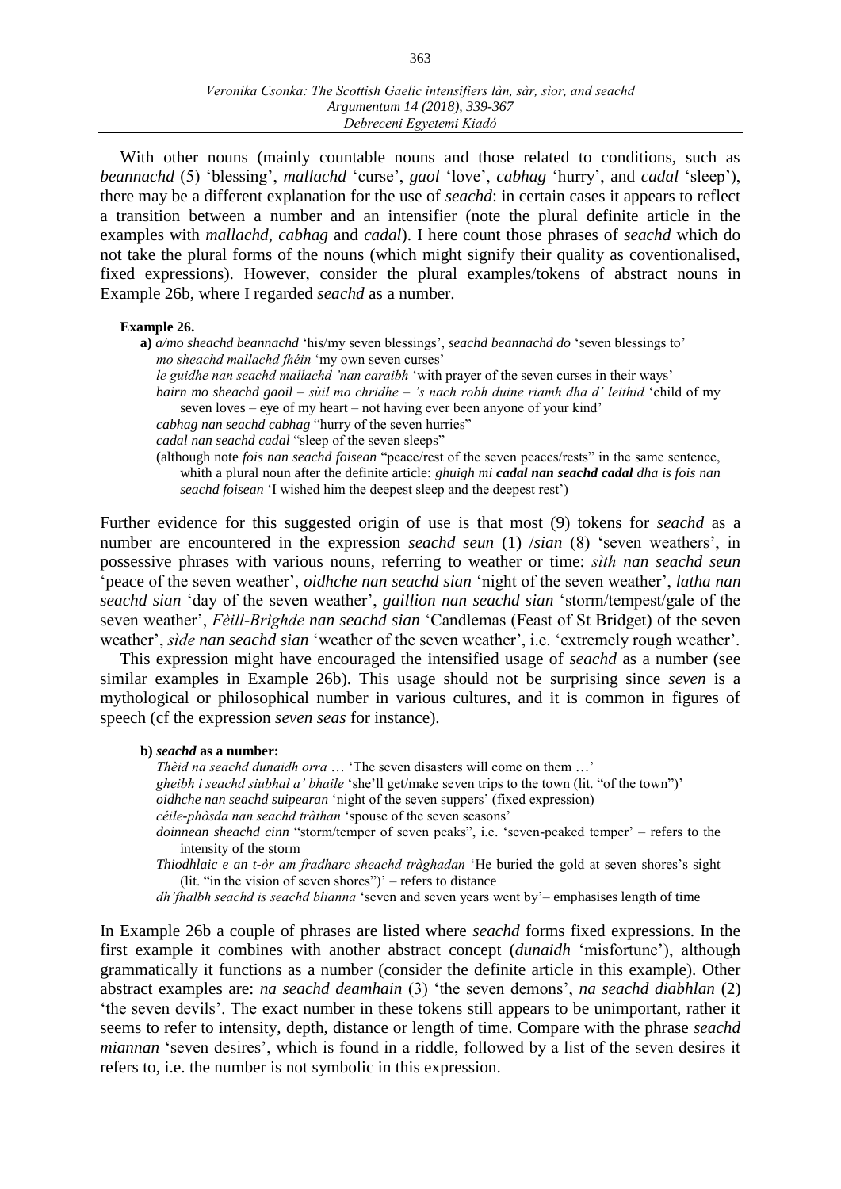With other nouns (mainly countable nouns and those related to conditions, such as *beannachd* (5) 'blessing', *mallachd* 'curse', *gaol* 'love', *cabhag* 'hurry', and *cadal* 'sleep'), there may be a different explanation for the use of *seachd*: in certain cases it appears to reflect a transition between a number and an intensifier (note the plural definite article in the examples with *mallachd*, *cabhag* and *cadal*). I here count those phrases of *seachd* which do not take the plural forms of the nouns (which might signify their quality as coventionalised, fixed expressions). However, consider the plural examples/tokens of abstract nouns in Example 26b, where I regarded *seachd* as a number.

**Example 26.**

**a)** *a/mo sheachd beannachd* 'his/my seven blessings', *seachd beannachd do* 'seven blessings to'
*mo sheachd mallachd fhéin* 'my own seven curses'
*le guidhe nan seachd mallachd 'nan caraibh* 'with prayer of the seven curses in their ways'
*bairn mo sheachd gaoil – sùil mo chridhe – 's nach robh duine riamh dha d' leithid* 'child of my seven loves – eye of my heart – not having ever been anyone of your kind'
*cabhag nan seachd cabhag* "hurry of the seven hurries"
*cadal nan seachd cadal* "sleep of the seven sleeps"
(although note *fois nan seachd foisean* "peace/rest of the seven peaces/rests" in the same sentence, whith a plural noun after the definite article: *ghuigh mi* ***cadal nan seachd cadal*** *dha is fois nan seachd foisean* 'I wished him the deepest sleep and the deepest rest')

Further evidence for this suggested origin of use is that most (9) tokens for *seachd* as a number are encountered in the expression *seachd seun* (1) /*sian* (8) 'seven weathers', in possessive phrases with various nouns, referring to weather or time: *sìth nan seachd seun* 'peace of the seven weather', *oidhche nan seachd sian* 'night of the seven weather', *latha nan seachd sian* 'day of the seven weather', *gaillion nan seachd sian* 'storm/tempest/gale of the seven weather', *Fèill-Brìghde nan seachd sian* 'Candlemas (Feast of St Bridget) of the seven weather', *sìde nan seachd sian* 'weather of the seven weather', i.e. 'extremely rough weather'.

This expression might have encouraged the intensified usage of *seachd* as a number (see similar examples in Example 26b). This usage should not be surprising since *seven* is a mythological or philosophical number in various cultures, and it is common in figures of speech (cf the expression *seven seas* for instance).

**b)** ***seachd*** **as a number:**
*Thèid na seachd dunaidh orra* … 'The seven disasters will come on them …'
*gheibh i seachd siubhal a' bhaile* 'she'll get/make seven trips to the town (lit. "of the town")'
*oidhche nan seachd suipearan* 'night of the seven suppers' (fixed expression)
*céile-phòsda nan seachd tràthan* 'spouse of the seven seasons'
*doinnean sheachd cinn* "storm/temper of seven peaks", i.e. 'seven-peaked temper' – refers to the intensity of the storm
*Thiodhlaic e an t-òr am fradharc sheachd tràghadan* 'He buried the gold at seven shores's sight (lit. "in the vision of seven shores")' – refers to distance
*dh'fhalbh seachd is seachd blianna* 'seven and seven years went by'– emphasises length of time

In Example 26b a couple of phrases are listed where *seachd* forms fixed expressions. In the first example it combines with another abstract concept (*dunaidh* 'misfortune'), although grammatically it functions as a number (consider the definite article in this example). Other abstract examples are: *na seachd deamhain* (3) 'the seven demons', *na seachd diabhlan* (2) 'the seven devils'. The exact number in these tokens still appears to be unimportant, rather it seems to refer to intensity, depth, distance or length of time. Compare with the phrase *seachd miannan* 'seven desires', which is found in a riddle, followed by a list of the seven desires it refers to, i.e. the number is not symbolic in this expression.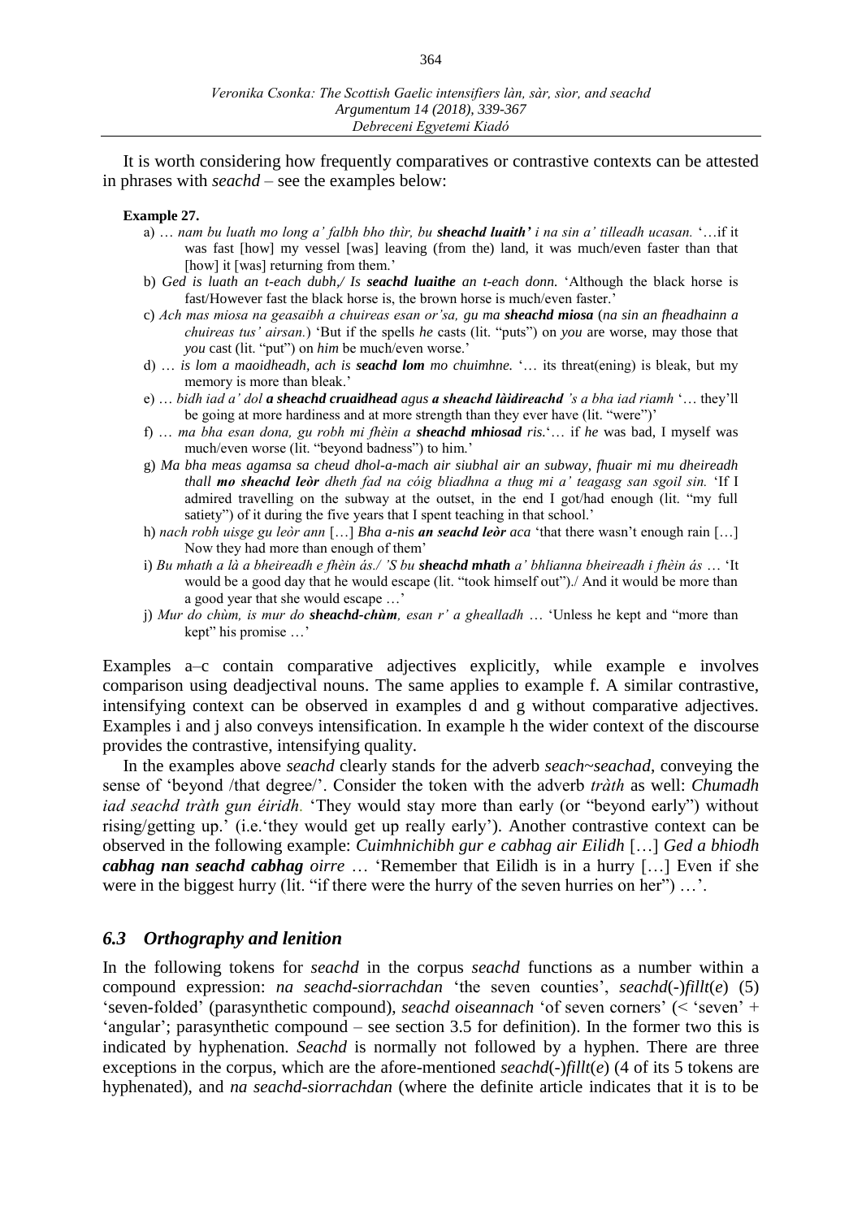It is worth considering how frequently comparatives or contrastive contexts can be attested in phrases with *seachd* – see the examples below:

**Example 27.**

a) … *nam bu luath mo long a' falbh bho thìr, bu* ***sheachd luaith'*** *i na sin a' tilleadh ucasan.* '…if it was fast [how] my vessel [was] leaving (from the) land, it was much/even faster than that [how] it [was] returning from them.'

b) *Ged is luath an t-each dubh,/ Is* ***seachd luaithe*** *an t-each donn.* 'Although the black horse is fast/However fast the black horse is, the brown horse is much/even faster.'

c) *Ach mas miosa na geasaibh a chuireas esan or'sa, gu ma* ***sheachd miosa*** (*na sin an fheadhainn a chuireas tus' airsan.*) 'But if the spells *he* casts (lit. "puts") on *you* are worse, may those that *you* cast (lit. "put") on *him* be much/even worse.'

d) … *is lom a maoidheadh, ach is* ***seachd lom*** *mo chuimhne.* '… its threat(ening) is bleak, but my memory is more than bleak.'

e) … *bidh iad a' dol* ***a sheachd cruaidhead*** *agus* ***a sheachd làidireachd*** *'s a bha iad riamh* '… they'll be going at more hardiness and at more strength than they ever have (lit. "were")'

f) … *ma bha esan dona, gu robh mi fhèin a* ***sheachd mhiosad*** *ris.*'… if *he* was bad, I myself was much/even worse (lit. "beyond badness") to him.'

g) *Ma bha meas agamsa sa cheud dhol-a-mach air siubhal air an subway, fhuair mi mu dheireadh thall* ***mo sheachd leòr*** *dheth fad na cóig bliadhna a thug mi a' teagasg san sgoil sin.* 'If I admired travelling on the subway at the outset, in the end I got/had enough (lit. "my full satiety") of it during the five years that I spent teaching in that school.'

h) *nach robh uisge gu leòr ann* […] *Bha a-nis* ***an seachd leòr*** *aca* 'that there wasn't enough rain […] Now they had more than enough of them'

i) *Bu mhath a là a bheireadh e fhèin ás./ 'S bu* ***sheachd mhath*** *a' bhlianna bheireadh i fhèin ás* … 'It would be a good day that he would escape (lit. "took himself out")./ And it would be more than a good year that she would escape …'

j) *Mur do chùm, is mur do* ***sheachd-chùm****, esan r' a ghealladh* … 'Unless he kept and "more than kept" his promise …'

Examples a–c contain comparative adjectives explicitly, while example e involves comparison using deadjectival nouns. The same applies to example f. A similar contrastive, intensifying context can be observed in examples d and g without comparative adjectives. Examples i and j also conveys intensification. In example h the wider context of the discourse provides the contrastive, intensifying quality.

In the examples above *seachd* clearly stands for the adverb *seach~seachad*, conveying the sense of 'beyond /that degree/'. Consider the token with the adverb *tràth* as well: *Chumadh iad seachd tràth gun éiridh.* 'They would stay more than early (or "beyond early") without rising/getting up.' (i.e.'they would get up really early'). Another contrastive context can be observed in the following example: *Cuimhnichibh gur e cabhag air Eilidh* […] *Ged a bhiodh* ***cabhag nan seachd cabhag*** *oirre* … 'Remember that Eilidh is in a hurry […] Even if she were in the biggest hurry (lit. "if there were the hurry of the seven hurries on her") …'.

### *6.3 Orthography and lenition*

In the following tokens for *seachd* in the corpus *seachd* functions as a number within a compound expression: *na seachd-siorrachdan* 'the seven counties', *seachd*(-)*fillt*(*e*) (5) 'seven-folded' (parasynthetic compound), *seachd oiseannach* 'of seven corners' (< 'seven' + 'angular'; parasynthetic compound – see section 3.5 for definition). In the former two this is indicated by hyphenation. *Seachd* is normally not followed by a hyphen. There are three exceptions in the corpus, which are the afore-mentioned *seachd*(-)*fillt*(*e*) (4 of its 5 tokens are hyphenated), and *na seachd-siorrachdan* (where the definite article indicates that it is to be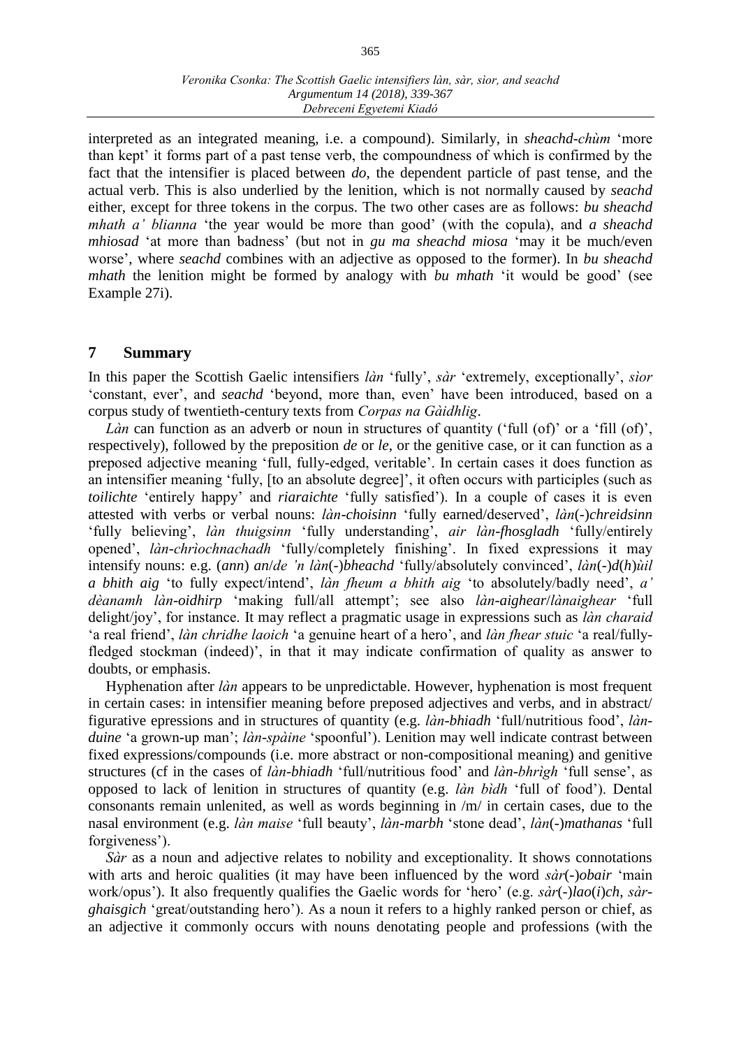interpreted as an integrated meaning, i.e. a compound). Similarly, in *sheachd-chùm* 'more than kept' it forms part of a past tense verb, the compoundness of which is confirmed by the fact that the intensifier is placed between *do*, the dependent particle of past tense, and the actual verb. This is also underlied by the lenition, which is not normally caused by *seachd* either, except for three tokens in the corpus. The two other cases are as follows: *bu sheachd mhath a' blianna* 'the year would be more than good' (with the copula), and *a sheachd mhiosad* 'at more than badness' (but not in *gu ma sheachd miosa* 'may it be much/even worse', where *seachd* combines with an adjective as opposed to the former). In *bu sheachd mhath* the lenition might be formed by analogy with *bu mhath* 'it would be good' (see Example 27i).

## 7 Summary

In this paper the Scottish Gaelic intensifiers *làn* 'fully', *sàr* 'extremely, exceptionally', *sìor* 'constant, ever', and *seachd* 'beyond, more than, even' have been introduced, based on a corpus study of twentieth-century texts from *Corpas na Gàidhlig*.

*Làn* can function as an adverb or noun in structures of quantity ('full (of)' or a 'fill (of)', respectively), followed by the preposition *de* or *le*, or the genitive case, or it can function as a preposed adjective meaning 'full, fully-edged, veritable'. In certain cases it does function as an intensifier meaning 'fully, [to an absolute degree]', it often occurs with participles (such as *toilichte* 'entirely happy' and *riaraichte* 'fully satisfied'). In a couple of cases it is even attested with verbs or verbal nouns: *làn-choisinn* 'fully earned/deserved', *làn*(-)*chreidsinn* 'fully believing', *làn thuigsinn* 'fully understanding', *air làn-fhosgladh* 'fully/entirely opened', *làn-chrìochnachadh* 'fully/completely finishing'. In fixed expressions it may intensify nouns: e.g. (*ann*) *an*/*de 'n làn*(-)*bheachd* 'fully/absolutely convinced', *làn*(-)*d*(*h*)*ùil a bhith aig* 'to fully expect/intend', *làn fheum a bhith aig* 'to absolutely/badly need', *a' dèanamh làn-oidhirp* 'making full/all attempt'; see also *làn-aighear*/*lànaighear* 'full delight/joy', for instance. It may reflect a pragmatic usage in expressions such as *làn charaid* 'a real friend', *làn chridhe laoich* 'a genuine heart of a hero', and *làn fhear stuic* 'a real/fully-fledged stockman (indeed)', in that it may indicate confirmation of quality as answer to doubts, or emphasis.

Hyphenation after *làn* appears to be unpredictable. However, hyphenation is most frequent in certain cases: in intensifier meaning before preposed adjectives and verbs, and in abstract/ figurative epressions and in structures of quantity (e.g. *làn-bhiadh* 'full/nutritious food', *làn-duine* 'a grown-up man'; *làn-spàine* 'spoonful'). Lenition may well indicate contrast between fixed expressions/compounds (i.e. more abstract or non-compositional meaning) and genitive structures (cf in the cases of *làn-bhiadh* 'full/nutritious food' and *làn-bhrìgh* 'full sense', as opposed to lack of lenition in structures of quantity (e.g. *làn bìdh* 'full of food'). Dental consonants remain unlenited, as well as words beginning in /m/ in certain cases, due to the nasal environment (e.g. *làn maise* 'full beauty', *làn-marbh* 'stone dead', *làn*(-)*mathanas* 'full forgiveness').

*Sàr* as a noun and adjective relates to nobility and exceptionality. It shows connotations with arts and heroic qualities (it may have been influenced by the word *sàr*(-)*obair* 'main work/opus'). It also frequently qualifies the Gaelic words for 'hero' (e.g. *sàr*(-)*lao*(*i*)*ch*, *sàr-ghaisgich* 'great/outstanding hero'). As a noun it refers to a highly ranked person or chief, as an adjective it commonly occurs with nouns denotating people and professions (with the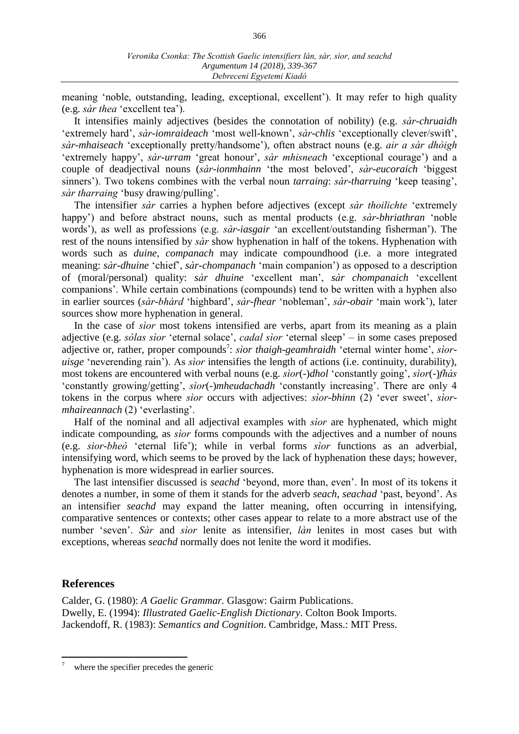meaning 'noble, outstanding, leading, exceptional, excellent'). It may refer to high quality (e.g. *sàr thea* 'excellent tea').

It intensifies mainly adjectives (besides the connotation of nobility) (e.g. *sàr-chruaidh* 'extremely hard', *sàr-iomraideach* 'most well-known', *sàr-chlis* 'exceptionally clever/swift', *sàr-mhaiseach* 'exceptionally pretty/handsome'), often abstract nouns (e.g. *air a sàr dhòigh* 'extremely happy', *sàr-urram* 'great honour', *sàr mhisneach* 'exceptional courage') and a couple of deadjectival nouns (*sàr-ionmhainn* 'the most beloved', *sàr-eucoraich* 'biggest sinners'). Two tokens combines with the verbal noun *tarraing*: *sàr-tharruing* 'keep teasing', *sàr tharraing* 'busy drawing/pulling'.

The intensifier *sàr* carries a hyphen before adjectives (except *sàr thoilichte* 'extremely happy') and before abstract nouns, such as mental products (e.g. *sàr-bhriathran* 'noble words'), as well as professions (e.g. *sàr-iasgair* 'an excellent/outstanding fisherman'). The rest of the nouns intensified by *sàr* show hyphenation in half of the tokens. Hyphenation with words such as *duine*, *companach* may indicate compoundhood (i.e. a more integrated meaning: *sàr-dhuine* 'chief', *sàr-chompanach* 'main companion') as opposed to a description of (moral/personal) quality: *sàr dhuine* 'excellent man', *sàr chompanaich* 'excellent companions'. While certain combinations (compounds) tend to be written with a hyphen also in earlier sources (*sàr-bhàrd* 'highbard', *sàr-fhear* 'nobleman', *sàr-obair* 'main work'), later sources show more hyphenation in general.

In the case of *sìor* most tokens intensified are verbs, apart from its meaning as a plain adjective (e.g. *sòlas sìor* 'eternal solace', *cadal sìor* 'eternal sleep' – in some cases preposed adjective or, rather, proper compounds[7]: *sìor thaigh-geamhraidh* 'eternal winter home', *sìor-uisge* 'neverending rain'). As *sìor* intensifies the length of actions (i.e. continuity, durability), most tokens are encountered with verbal nouns (e.g. *sìor*(-)*dhol* 'constantly going', *sìor*(-)*fhàs* 'constantly growing/getting', *sìor*(-)*mheudachadh* 'constantly increasing'. There are only 4 tokens in the corpus where *sìor* occurs with adjectives: *sìor-bhinn* (2) 'ever sweet', *sìor-mhaireannach* (2) 'everlasting'.

Half of the nominal and all adjectival examples with *sìor* are hyphenated, which might indicate compounding, as *sìor* forms compounds with the adjectives and a number of nouns (e.g. *sìor-bheò* 'eternal life'); while in verbal forms *sìor* functions as an adverbial, intensifying word, which seems to be proved by the lack of hyphenation these days; however, hyphenation is more widespread in earlier sources.

The last intensifier discussed is *seachd* 'beyond, more than, even'. In most of its tokens it denotes a number, in some of them it stands for the adverb *seach*, *seachad* 'past, beyond'. As an intensifier *seachd* may expand the latter meaning, often occurring in intensifying, comparative sentences or contexts; other cases appear to relate to a more abstract use of the number 'seven'. *Sàr* and *sìor* lenite as intensifier, *làn* lenites in most cases but with exceptions, whereas *seachd* normally does not lenite the word it modifies.

## References

Calder, G. (1980): *A Gaelic Grammar.* Glasgow: Gairm Publications.
Dwelly, E. (1994): *Illustrated Gaelic-English Dictionary*. Colton Book Imports.
Jackendoff, R. (1983): *Semantics and Cognition*. Cambridge, Mass.: MIT Press.

[7] where the specifier precedes the generic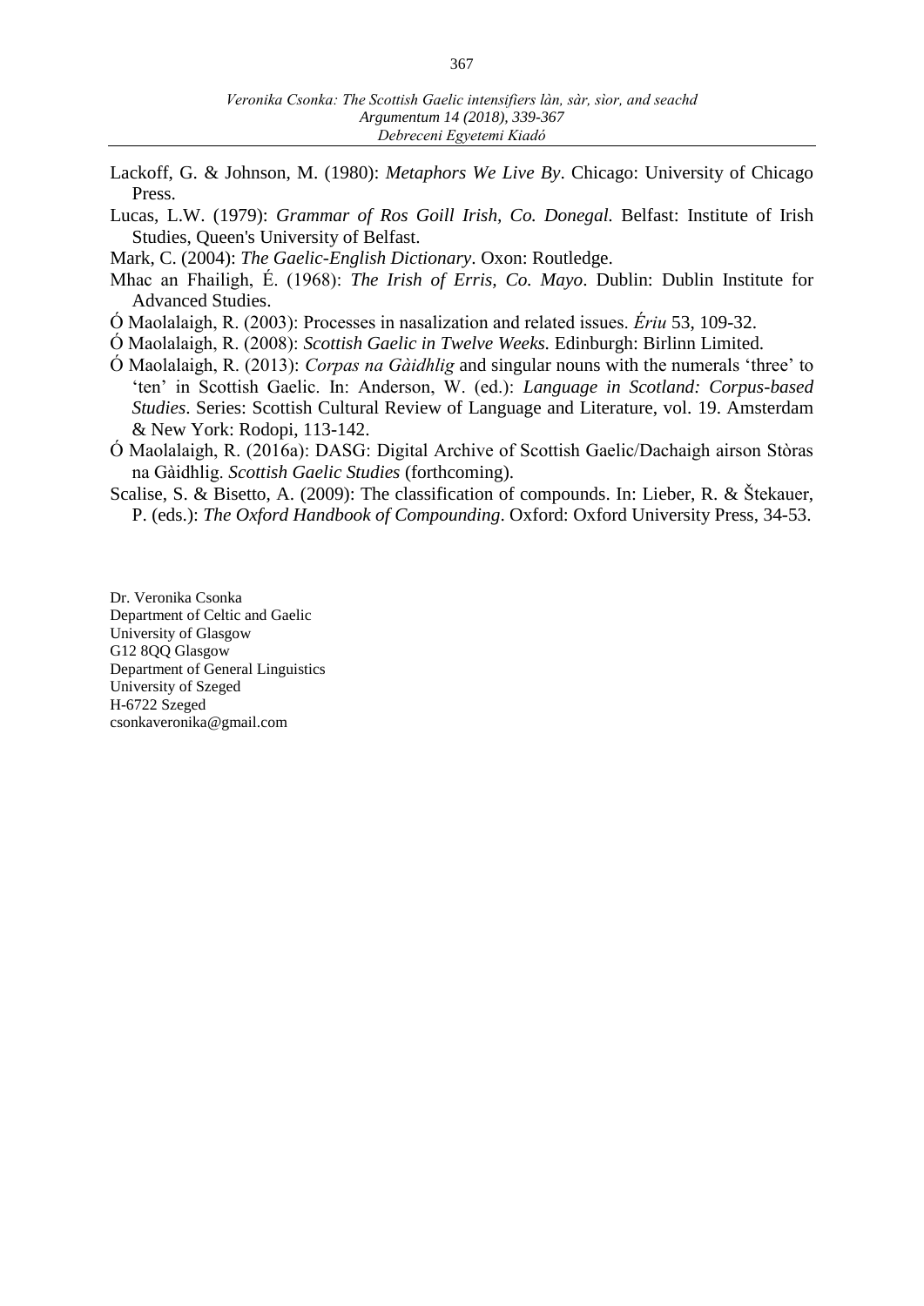Lackoff, G. & Johnson, M. (1980): *Metaphors We Live By*. Chicago: University of Chicago Press.

Lucas, L.W. (1979): *Grammar of Ros Goill Irish, Co. Donegal.* Belfast: Institute of Irish Studies, Queen's University of Belfast.

Mark, C. (2004): *The Gaelic-English Dictionary*. Oxon: Routledge.

Mhac an Fhailigh, É. (1968): *The Irish of Erris, Co. Mayo*. Dublin: Dublin Institute for Advanced Studies.

Ó Maolalaigh, R. (2003): Processes in nasalization and related issues. *Ériu* 53, 109-32.

Ó Maolalaigh, R. (2008): *Scottish Gaelic in Twelve Weeks.* Edinburgh: Birlinn Limited.

Ó Maolalaigh, R. (2013): *Corpas na Gàidhlig* and singular nouns with the numerals 'three' to 'ten' in Scottish Gaelic. In: Anderson, W. (ed.): *Language in Scotland: Corpus-based Studies*. Series: Scottish Cultural Review of Language and Literature, vol. 19. Amsterdam & New York: Rodopi, 113-142.

Ó Maolalaigh, R. (2016a): DASG: Digital Archive of Scottish Gaelic/Dachaigh airson Stòras na Gàidhlig. *Scottish Gaelic Studies* (forthcoming).

Scalise, S. & Bisetto, A. (2009): The classification of compounds. In: Lieber, R. & Štekauer, P. (eds.): *The Oxford Handbook of Compounding*. Oxford: Oxford University Press, 34-53.

Dr. Veronika Csonka
Department of Celtic and Gaelic
University of Glasgow
G12 8QQ Glasgow
Department of General Linguistics
University of Szeged
H-6722 Szeged
csonkaveronika@gmail.com